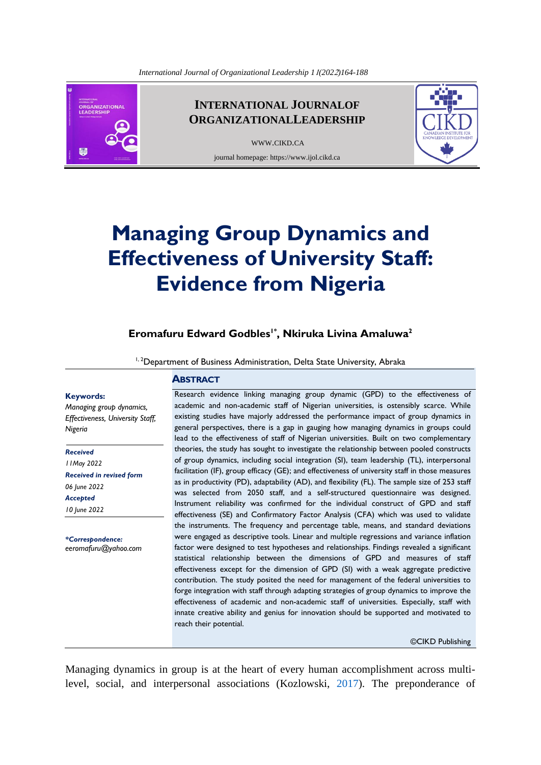# Managing Group Dynamics and Effectiveness of University Staff: Evidence from Nigeria

**Eromafuru Edward Godbles[1*], Nkiruka Livina Amaluwa[2]**

[1, 2]Department of Business Administration, Delta State University, Abraka

**Keywords:**
*Managing group dynamics, Effectiveness, University Staff, Nigeria*

***Received***
*1 1May 2022*
***Received in revised form***
*06 June 2022*
***Accepted***
*10 June 2022*

***\*Correspondence:***
*eeromafuru@yahoo.com*

## ABSTRACT

Research evidence linking managing group dynamic (GPD) to the effectiveness of academic and non-academic staff of Nigerian universities, is ostensibly scarce. While existing studies have majorly addressed the performance impact of group dynamics in general perspectives, there is a gap in gauging how managing dynamics in groups could lead to the effectiveness of staff of Nigerian universities. Built on two complementary theories, the study has sought to investigate the relationship between pooled constructs of group dynamics, including social integration (SI), team leadership (TL), interpersonal facilitation (IF), group efficacy (GE); and effectiveness of university staff in those measures as in productivity (PD), adaptability (AD), and flexibility (FL). The sample size of 253 staff was selected from 2050 staff, and a self-structured questionnaire was designed. Instrument reliability was confirmed for the individual construct of GPD and staff effectiveness (SE) and Confirmatory Factor Analysis (CFA) which was used to validate the instruments. The frequency and percentage table, means, and standard deviations were engaged as descriptive tools. Linear and multiple regressions and variance inflation factor were designed to test hypotheses and relationships. Findings revealed a significant statistical relationship between the dimensions of GPD and measures of staff effectiveness except for the dimension of GPD (SI) with a weak aggregate predictive contribution. The study posited the need for management of the federal universities to forge integration with staff through adapting strategies of group dynamics to improve the effectiveness of academic and non-academic staff of universities. Especially, staff with innate creative ability and genius for innovation should be supported and motivated to reach their potential.

©CIKD Publishing

Managing dynamics in group is at the heart of every human accomplishment across multi-level, social, and interpersonal associations (Kozlowski, 2017). The preponderance of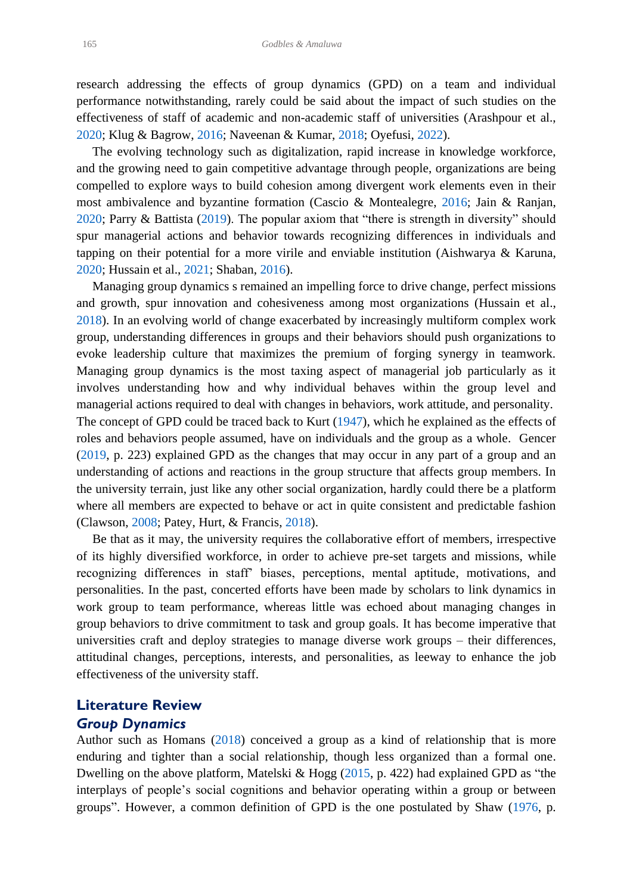research addressing the effects of group dynamics (GPD) on a team and individual performance notwithstanding, rarely could be said about the impact of such studies on the effectiveness of staff of academic and non-academic staff of universities (Arashpour et al., 2020; Klug & Bagrow, 2016; Naveenan & Kumar, 2018; Oyefusi, 2022).

The evolving technology such as digitalization, rapid increase in knowledge workforce, and the growing need to gain competitive advantage through people, organizations are being compelled to explore ways to build cohesion among divergent work elements even in their most ambivalence and byzantine formation (Cascio & Montealegre, 2016; Jain & Ranjan, 2020; Parry & Battista (2019). The popular axiom that "there is strength in diversity" should spur managerial actions and behavior towards recognizing differences in individuals and tapping on their potential for a more virile and enviable institution (Aishwarya & Karuna, 2020; Hussain et al., 2021; Shaban, 2016).

Managing group dynamics s remained an impelling force to drive change, perfect missions and growth, spur innovation and cohesiveness among most organizations (Hussain et al., 2018). In an evolving world of change exacerbated by increasingly multiform complex work group, understanding differences in groups and their behaviors should push organizations to evoke leadership culture that maximizes the premium of forging synergy in teamwork. Managing group dynamics is the most taxing aspect of managerial job particularly as it involves understanding how and why individual behaves within the group level and managerial actions required to deal with changes in behaviors, work attitude, and personality. The concept of GPD could be traced back to Kurt (1947), which he explained as the effects of roles and behaviors people assumed, have on individuals and the group as a whole. Gencer (2019, p. 223) explained GPD as the changes that may occur in any part of a group and an understanding of actions and reactions in the group structure that affects group members. In the university terrain, just like any other social organization, hardly could there be a platform where all members are expected to behave or act in quite consistent and predictable fashion (Clawson, 2008; Patey, Hurt, & Francis, 2018).

Be that as it may, the university requires the collaborative effort of members, irrespective of its highly diversified workforce, in order to achieve pre-set targets and missions, while recognizing differences in staff' biases, perceptions, mental aptitude, motivations, and personalities. In the past, concerted efforts have been made by scholars to link dynamics in work group to team performance, whereas little was echoed about managing changes in group behaviors to drive commitment to task and group goals. It has become imperative that universities craft and deploy strategies to manage diverse work groups – their differences, attitudinal changes, perceptions, interests, and personalities, as leeway to enhance the job effectiveness of the university staff.

## Literature Review

### *Group Dynamics*

Author such as Homans (2018) conceived a group as a kind of relationship that is more enduring and tighter than a social relationship, though less organized than a formal one. Dwelling on the above platform, Matelski & Hogg (2015, p. 422) had explained GPD as "the interplays of people's social cognitions and behavior operating within a group or between groups". However, a common definition of GPD is the one postulated by Shaw (1976, p.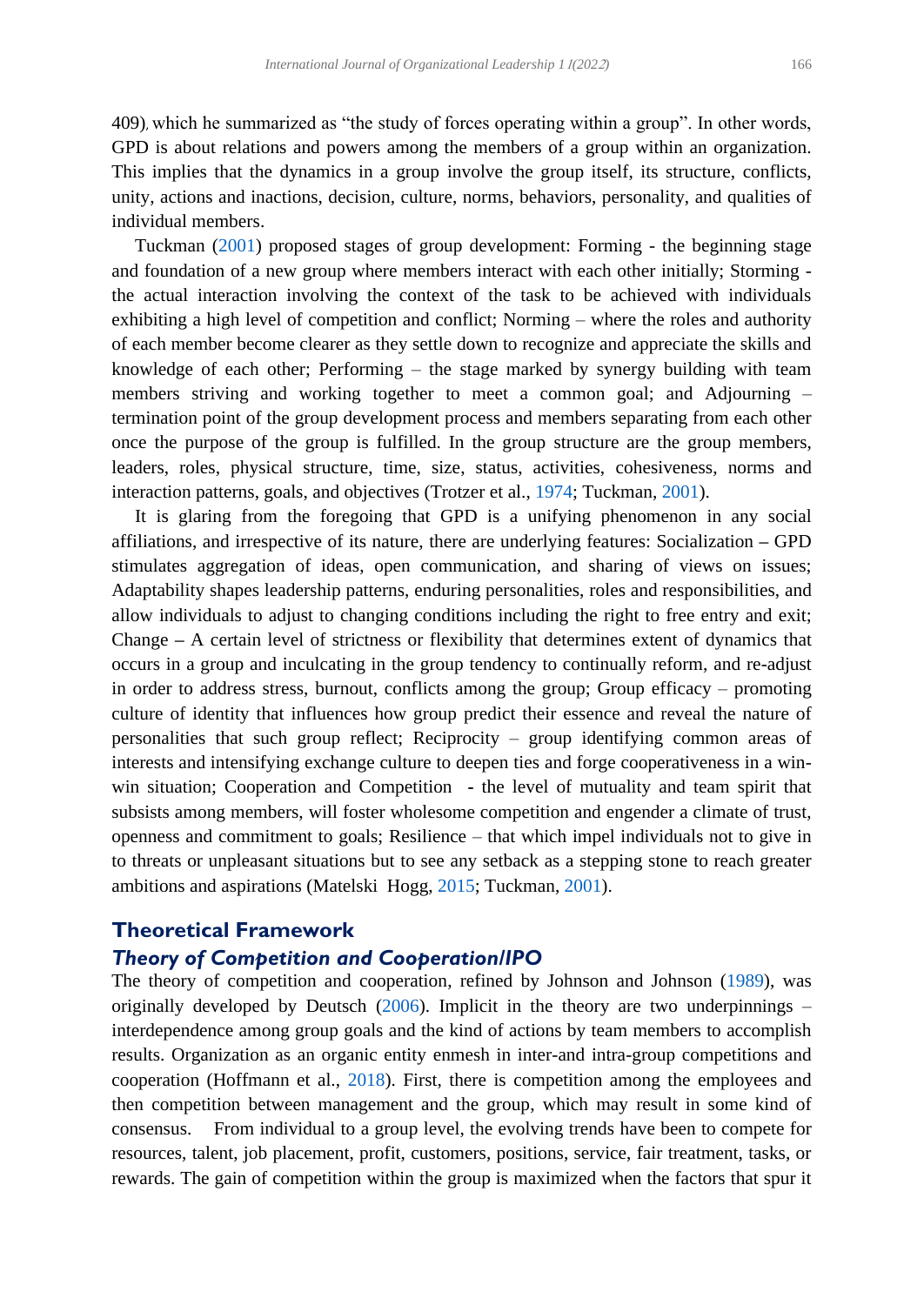409), which he summarized as "the study of forces operating within a group". In other words, GPD is about relations and powers among the members of a group within an organization. This implies that the dynamics in a group involve the group itself, its structure, conflicts, unity, actions and inactions, decision, culture, norms, behaviors, personality, and qualities of individual members.

Tuckman (2001) proposed stages of group development: Forming - the beginning stage and foundation of a new group where members interact with each other initially; Storming - the actual interaction involving the context of the task to be achieved with individuals exhibiting a high level of competition and conflict; Norming – where the roles and authority of each member become clearer as they settle down to recognize and appreciate the skills and knowledge of each other; Performing – the stage marked by synergy building with team members striving and working together to meet a common goal; and Adjourning – termination point of the group development process and members separating from each other once the purpose of the group is fulfilled. In the group structure are the group members, leaders, roles, physical structure, time, size, status, activities, cohesiveness, norms and interaction patterns, goals, and objectives (Trotzer et al., 1974; Tuckman, 2001).

It is glaring from the foregoing that GPD is a unifying phenomenon in any social affiliations, and irrespective of its nature, there are underlying features: Socialization – GPD stimulates aggregation of ideas, open communication, and sharing of views on issues; Adaptability shapes leadership patterns, enduring personalities, roles and responsibilities, and allow individuals to adjust to changing conditions including the right to free entry and exit; Change – A certain level of strictness or flexibility that determines extent of dynamics that occurs in a group and inculcating in the group tendency to continually reform, and re-adjust in order to address stress, burnout, conflicts among the group; Group efficacy – promoting culture of identity that influences how group predict their essence and reveal the nature of personalities that such group reflect; Reciprocity – group identifying common areas of interests and intensifying exchange culture to deepen ties and forge cooperativeness in a win-win situation; Cooperation and Competition - the level of mutuality and team spirit that subsists among members, will foster wholesome competition and engender a climate of trust, openness and commitment to goals; Resilience – that which impel individuals not to give in to threats or unpleasant situations but to see any setback as a stepping stone to reach greater ambitions and aspirations (Matelski Hogg, 2015; Tuckman, 2001).

## Theoretical Framework

### *Theory of Competition and Cooperation/IPO*

The theory of competition and cooperation, refined by Johnson and Johnson (1989), was originally developed by Deutsch (2006). Implicit in the theory are two underpinnings – interdependence among group goals and the kind of actions by team members to accomplish results. Organization as an organic entity enmesh in inter-and intra-group competitions and cooperation (Hoffmann et al., 2018). First, there is competition among the employees and then competition between management and the group, which may result in some kind of consensus. From individual to a group level, the evolving trends have been to compete for resources, talent, job placement, profit, customers, positions, service, fair treatment, tasks, or rewards. The gain of competition within the group is maximized when the factors that spur it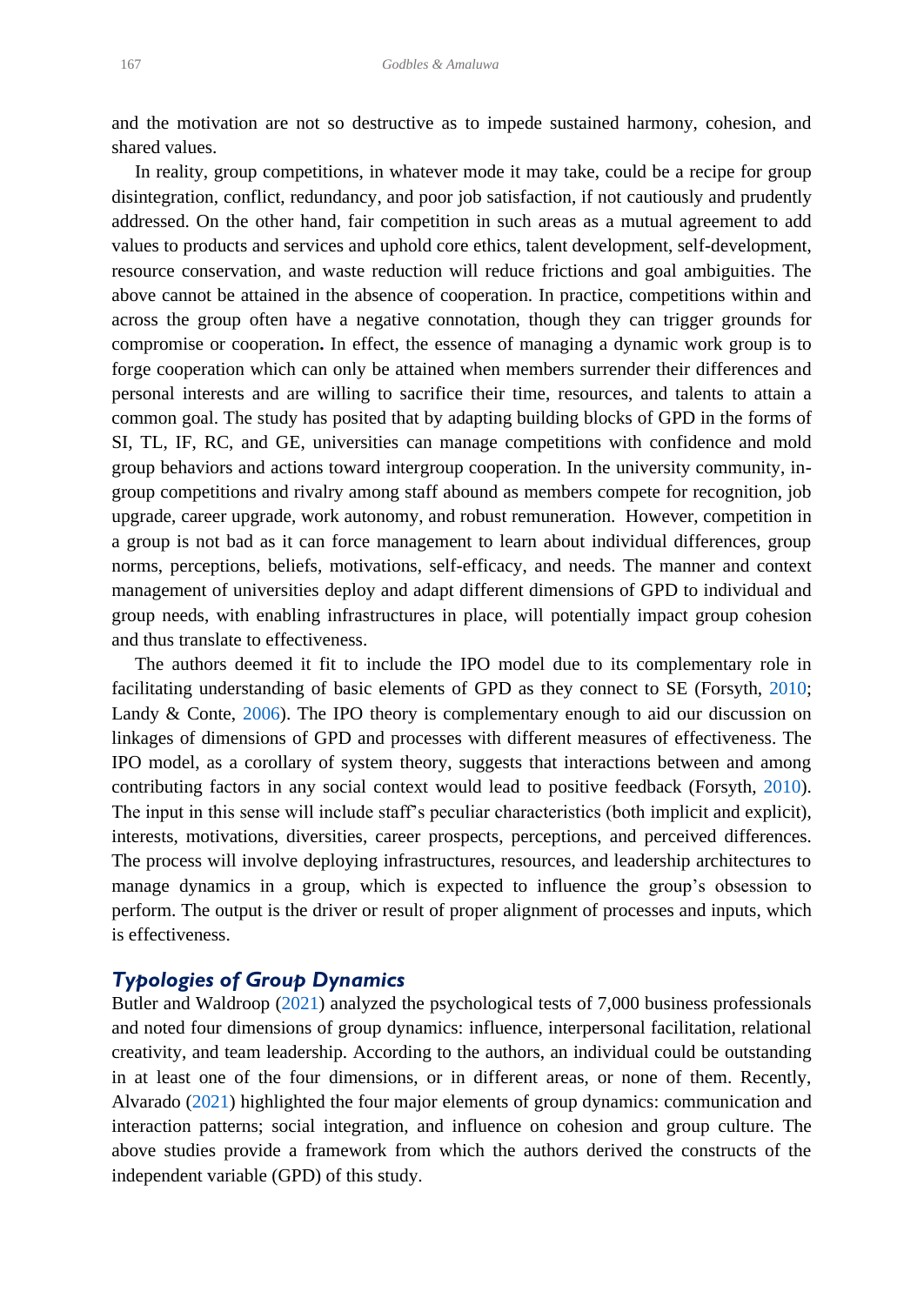and the motivation are not so destructive as to impede sustained harmony, cohesion, and shared values.

In reality, group competitions, in whatever mode it may take, could be a recipe for group disintegration, conflict, redundancy, and poor job satisfaction, if not cautiously and prudently addressed. On the other hand, fair competition in such areas as a mutual agreement to add values to products and services and uphold core ethics, talent development, self-development, resource conservation, and waste reduction will reduce frictions and goal ambiguities. The above cannot be attained in the absence of cooperation. In practice, competitions within and across the group often have a negative connotation, though they can trigger grounds for compromise or cooperation**.** In effect, the essence of managing a dynamic work group is to forge cooperation which can only be attained when members surrender their differences and personal interests and are willing to sacrifice their time, resources, and talents to attain a common goal. The study has posited that by adapting building blocks of GPD in the forms of SI, TL, IF, RC, and GE, universities can manage competitions with confidence and mold group behaviors and actions toward intergroup cooperation. In the university community, in-group competitions and rivalry among staff abound as members compete for recognition, job upgrade, career upgrade, work autonomy, and robust remuneration. However, competition in a group is not bad as it can force management to learn about individual differences, group norms, perceptions, beliefs, motivations, self-efficacy, and needs. The manner and context management of universities deploy and adapt different dimensions of GPD to individual and group needs, with enabling infrastructures in place, will potentially impact group cohesion and thus translate to effectiveness.

The authors deemed it fit to include the IPO model due to its complementary role in facilitating understanding of basic elements of GPD as they connect to SE (Forsyth, 2010; Landy & Conte, 2006). The IPO theory is complementary enough to aid our discussion on linkages of dimensions of GPD and processes with different measures of effectiveness. The IPO model, as a corollary of system theory, suggests that interactions between and among contributing factors in any social context would lead to positive feedback (Forsyth, 2010). The input in this sense will include staff's peculiar characteristics (both implicit and explicit), interests, motivations, diversities, career prospects, perceptions, and perceived differences. The process will involve deploying infrastructures, resources, and leadership architectures to manage dynamics in a group, which is expected to influence the group's obsession to perform. The output is the driver or result of proper alignment of processes and inputs, which is effectiveness.

### *Typologies of Group Dynamics*

Butler and Waldroop (2021) analyzed the psychological tests of 7,000 business professionals and noted four dimensions of group dynamics: influence, interpersonal facilitation, relational creativity, and team leadership. According to the authors, an individual could be outstanding in at least one of the four dimensions, or in different areas, or none of them. Recently, Alvarado (2021) highlighted the four major elements of group dynamics: communication and interaction patterns; social integration, and influence on cohesion and group culture. The above studies provide a framework from which the authors derived the constructs of the independent variable (GPD) of this study.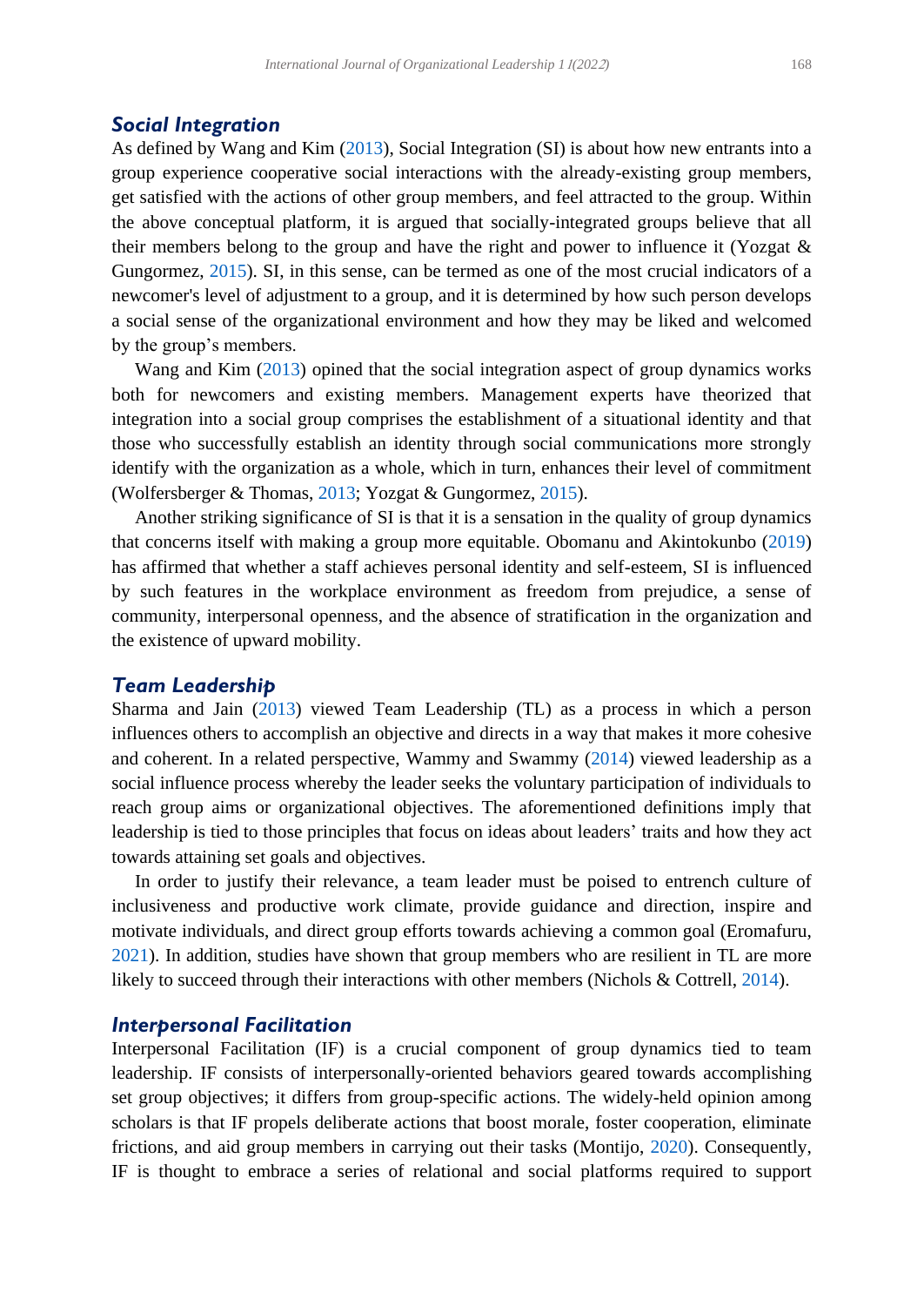## Social Integration

As defined by Wang and Kim (2013), Social Integration (SI) is about how new entrants into a group experience cooperative social interactions with the already-existing group members, get satisfied with the actions of other group members, and feel attracted to the group. Within the above conceptual platform, it is argued that socially-integrated groups believe that all their members belong to the group and have the right and power to influence it (Yozgat & Gungormez, 2015). SI, in this sense, can be termed as one of the most crucial indicators of a newcomer's level of adjustment to a group, and it is determined by how such person develops a social sense of the organizational environment and how they may be liked and welcomed by the group's members.

Wang and Kim (2013) opined that the social integration aspect of group dynamics works both for newcomers and existing members. Management experts have theorized that integration into a social group comprises the establishment of a situational identity and that those who successfully establish an identity through social communications more strongly identify with the organization as a whole, which in turn, enhances their level of commitment (Wolfersberger & Thomas, 2013; Yozgat & Gungormez, 2015).

Another striking significance of SI is that it is a sensation in the quality of group dynamics that concerns itself with making a group more equitable. Obomanu and Akintokunbo (2019) has affirmed that whether a staff achieves personal identity and self-esteem, SI is influenced by such features in the workplace environment as freedom from prejudice, a sense of community, interpersonal openness, and the absence of stratification in the organization and the existence of upward mobility.

## Team Leadership

Sharma and Jain (2013) viewed Team Leadership (TL) as a process in which a person influences others to accomplish an objective and directs in a way that makes it more cohesive and coherent. In a related perspective, Wammy and Swammy (2014) viewed leadership as a social influence process whereby the leader seeks the voluntary participation of individuals to reach group aims or organizational objectives. The aforementioned definitions imply that leadership is tied to those principles that focus on ideas about leaders' traits and how they act towards attaining set goals and objectives.

In order to justify their relevance, a team leader must be poised to entrench culture of inclusiveness and productive work climate, provide guidance and direction, inspire and motivate individuals, and direct group efforts towards achieving a common goal (Eromafuru, 2021). In addition, studies have shown that group members who are resilient in TL are more likely to succeed through their interactions with other members (Nichols & Cottrell, 2014).

## Interpersonal Facilitation

Interpersonal Facilitation (IF) is a crucial component of group dynamics tied to team leadership. IF consists of interpersonally-oriented behaviors geared towards accomplishing set group objectives; it differs from group-specific actions. The widely-held opinion among scholars is that IF propels deliberate actions that boost morale, foster cooperation, eliminate frictions, and aid group members in carrying out their tasks (Montijo, 2020). Consequently, IF is thought to embrace a series of relational and social platforms required to support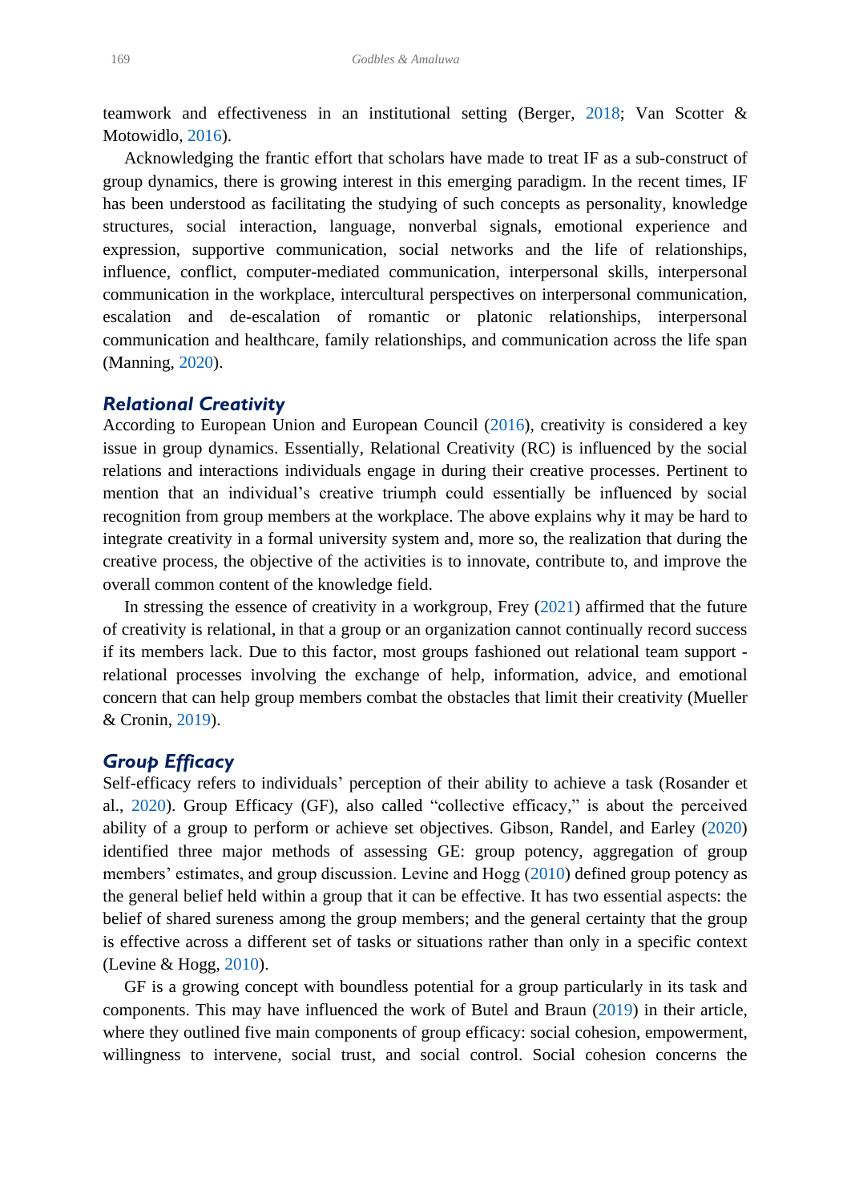teamwork and effectiveness in an institutional setting (Berger, 2018; Van Scotter & Motowidlo, 2016).

Acknowledging the frantic effort that scholars have made to treat IF as a sub-construct of group dynamics, there is growing interest in this emerging paradigm. In the recent times, IF has been understood as facilitating the studying of such concepts as personality, knowledge structures, social interaction, language, nonverbal signals, emotional experience and expression, supportive communication, social networks and the life of relationships, influence, conflict, computer-mediated communication, interpersonal skills, interpersonal communication in the workplace, intercultural perspectives on interpersonal communication, escalation and de-escalation of romantic or platonic relationships, interpersonal communication and healthcare, family relationships, and communication across the life span (Manning, 2020).

## Relational Creativity

According to European Union and European Council (2016), creativity is considered a key issue in group dynamics. Essentially, Relational Creativity (RC) is influenced by the social relations and interactions individuals engage in during their creative processes. Pertinent to mention that an individual's creative triumph could essentially be influenced by social recognition from group members at the workplace. The above explains why it may be hard to integrate creativity in a formal university system and, more so, the realization that during the creative process, the objective of the activities is to innovate, contribute to, and improve the overall common content of the knowledge field.

In stressing the essence of creativity in a workgroup, Frey (2021) affirmed that the future of creativity is relational, in that a group or an organization cannot continually record success if its members lack. Due to this factor, most groups fashioned out relational team support - relational processes involving the exchange of help, information, advice, and emotional concern that can help group members combat the obstacles that limit their creativity (Mueller & Cronin, 2019).

## Group Efficacy

Self-efficacy refers to individuals' perception of their ability to achieve a task (Rosander et al., 2020). Group Efficacy (GF), also called "collective efficacy," is about the perceived ability of a group to perform or achieve set objectives. Gibson, Randel, and Earley (2020) identified three major methods of assessing GE: group potency, aggregation of group members' estimates, and group discussion. Levine and Hogg (2010) defined group potency as the general belief held within a group that it can be effective. It has two essential aspects: the belief of shared sureness among the group members; and the general certainty that the group is effective across a different set of tasks or situations rather than only in a specific context (Levine & Hogg, 2010).

GF is a growing concept with boundless potential for a group particularly in its task and components. This may have influenced the work of Butel and Braun (2019) in their article, where they outlined five main components of group efficacy: social cohesion, empowerment, willingness to intervene, social trust, and social control. Social cohesion concerns the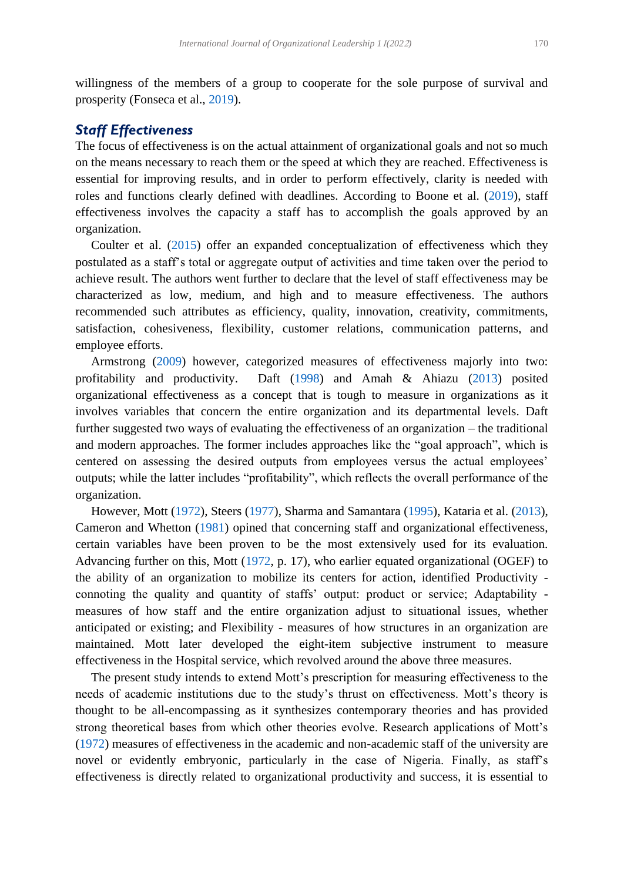willingness of the members of a group to cooperate for the sole purpose of survival and prosperity (Fonseca et al., 2019).

### *Staff Effectiveness*

The focus of effectiveness is on the actual attainment of organizational goals and not so much on the means necessary to reach them or the speed at which they are reached. Effectiveness is essential for improving results, and in order to perform effectively, clarity is needed with roles and functions clearly defined with deadlines. According to Boone et al. (2019), staff effectiveness involves the capacity a staff has to accomplish the goals approved by an organization.

Coulter et al. (2015) offer an expanded conceptualization of effectiveness which they postulated as a staff's total or aggregate output of activities and time taken over the period to achieve result. The authors went further to declare that the level of staff effectiveness may be characterized as low, medium, and high and to measure effectiveness. The authors recommended such attributes as efficiency, quality, innovation, creativity, commitments, satisfaction, cohesiveness, flexibility, customer relations, communication patterns, and employee efforts.

Armstrong (2009) however, categorized measures of effectiveness majorly into two: profitability and productivity. Daft (1998) and Amah & Ahiazu (2013) posited organizational effectiveness as a concept that is tough to measure in organizations as it involves variables that concern the entire organization and its departmental levels. Daft further suggested two ways of evaluating the effectiveness of an organization – the traditional and modern approaches. The former includes approaches like the "goal approach", which is centered on assessing the desired outputs from employees versus the actual employees' outputs; while the latter includes "profitability", which reflects the overall performance of the organization.

However, Mott (1972), Steers (1977), Sharma and Samantara (1995), Kataria et al. (2013), Cameron and Whetton (1981) opined that concerning staff and organizational effectiveness, certain variables have been proven to be the most extensively used for its evaluation. Advancing further on this, Mott (1972, p. 17), who earlier equated organizational (OGEF) to the ability of an organization to mobilize its centers for action, identified Productivity - connoting the quality and quantity of staffs' output: product or service; Adaptability - measures of how staff and the entire organization adjust to situational issues, whether anticipated or existing; and Flexibility - measures of how structures in an organization are maintained. Mott later developed the eight-item subjective instrument to measure effectiveness in the Hospital service, which revolved around the above three measures.

The present study intends to extend Mott's prescription for measuring effectiveness to the needs of academic institutions due to the study's thrust on effectiveness. Mott's theory is thought to be all-encompassing as it synthesizes contemporary theories and has provided strong theoretical bases from which other theories evolve. Research applications of Mott's (1972) measures of effectiveness in the academic and non-academic staff of the university are novel or evidently embryonic, particularly in the case of Nigeria. Finally, as staff's effectiveness is directly related to organizational productivity and success, it is essential to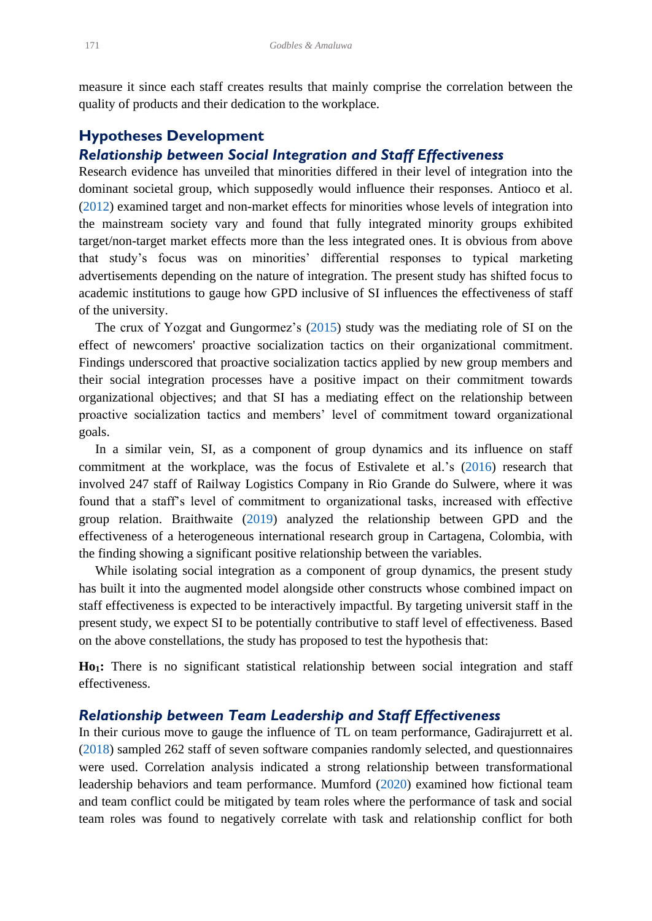measure it since each staff creates results that mainly comprise the correlation between the quality of products and their dedication to the workplace.

## Hypotheses Development

### *Relationship between Social Integration and Staff Effectiveness*

Research evidence has unveiled that minorities differed in their level of integration into the dominant societal group, which supposedly would influence their responses. Antioco et al. (2012) examined target and non-market effects for minorities whose levels of integration into the mainstream society vary and found that fully integrated minority groups exhibited target/non-target market effects more than the less integrated ones. It is obvious from above that study's focus was on minorities' differential responses to typical marketing advertisements depending on the nature of integration. The present study has shifted focus to academic institutions to gauge how GPD inclusive of SI influences the effectiveness of staff of the university.

The crux of Yozgat and Gungormez's (2015) study was the mediating role of SI on the effect of newcomers' proactive socialization tactics on their organizational commitment. Findings underscored that proactive socialization tactics applied by new group members and their social integration processes have a positive impact on their commitment towards organizational objectives; and that SI has a mediating effect on the relationship between proactive socialization tactics and members' level of commitment toward organizational goals.

In a similar vein, SI, as a component of group dynamics and its influence on staff commitment at the workplace, was the focus of Estivalete et al.'s (2016) research that involved 247 staff of Railway Logistics Company in Rio Grande do Sulwere, where it was found that a staff's level of commitment to organizational tasks, increased with effective group relation. Braithwaite (2019) analyzed the relationship between GPD and the effectiveness of a heterogeneous international research group in Cartagena, Colombia, with the finding showing a significant positive relationship between the variables.

While isolating social integration as a component of group dynamics, the present study has built it into the augmented model alongside other constructs whose combined impact on staff effectiveness is expected to be interactively impactful. By targeting universit staff in the present study, we expect SI to be potentially contributive to staff level of effectiveness. Based on the above constellations, the study has proposed to test the hypothesis that:

**$Ho_1$:** There is no significant statistical relationship between social integration and staff effectiveness.

### *Relationship between Team Leadership and Staff Effectiveness*

In their curious move to gauge the influence of TL on team performance, Gadirajurrett et al. (2018) sampled 262 staff of seven software companies randomly selected, and questionnaires were used. Correlation analysis indicated a strong relationship between transformational leadership behaviors and team performance. Mumford (2020) examined how fictional team and team conflict could be mitigated by team roles where the performance of task and social team roles was found to negatively correlate with task and relationship conflict for both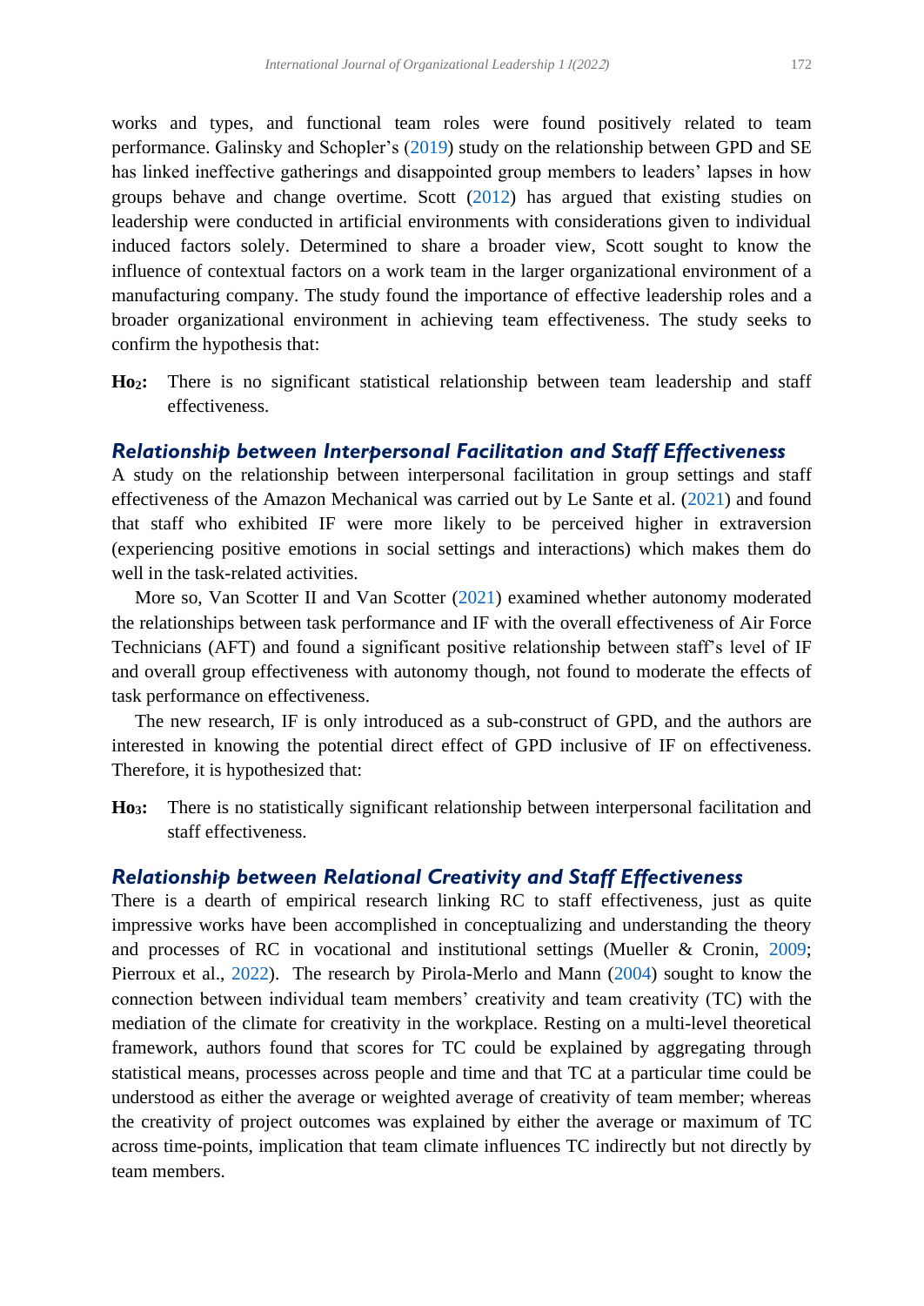works and types, and functional team roles were found positively related to team performance. Galinsky and Schopler's (2019) study on the relationship between GPD and SE has linked ineffective gatherings and disappointed group members to leaders' lapses in how groups behave and change overtime. Scott (2012) has argued that existing studies on leadership were conducted in artificial environments with considerations given to individual induced factors solely. Determined to share a broader view, Scott sought to know the influence of contextual factors on a work team in the larger organizational environment of a manufacturing company. The study found the importance of effective leadership roles and a broader organizational environment in achieving team effectiveness. The study seeks to confirm the hypothesis that:

**Ho$_2$:** There is no significant statistical relationship between team leadership and staff effectiveness.

### *Relationship between Interpersonal Facilitation and Staff Effectiveness*

A study on the relationship between interpersonal facilitation in group settings and staff effectiveness of the Amazon Mechanical was carried out by Le Sante et al. (2021) and found that staff who exhibited IF were more likely to be perceived higher in extraversion (experiencing positive emotions in social settings and interactions) which makes them do well in the task-related activities.

More so, Van Scotter II and Van Scotter (2021) examined whether autonomy moderated the relationships between task performance and IF with the overall effectiveness of Air Force Technicians (AFT) and found a significant positive relationship between staff's level of IF and overall group effectiveness with autonomy though, not found to moderate the effects of task performance on effectiveness.

The new research, IF is only introduced as a sub-construct of GPD, and the authors are interested in knowing the potential direct effect of GPD inclusive of IF on effectiveness. Therefore, it is hypothesized that:

**Ho$_3$:** There is no statistically significant relationship between interpersonal facilitation and staff effectiveness.

### *Relationship between Relational Creativity and Staff Effectiveness*

There is a dearth of empirical research linking RC to staff effectiveness, just as quite impressive works have been accomplished in conceptualizing and understanding the theory and processes of RC in vocational and institutional settings (Mueller & Cronin, 2009; Pierroux et al., 2022). The research by Pirola-Merlo and Mann (2004) sought to know the connection between individual team members' creativity and team creativity (TC) with the mediation of the climate for creativity in the workplace. Resting on a multi-level theoretical framework, authors found that scores for TC could be explained by aggregating through statistical means, processes across people and time and that TC at a particular time could be understood as either the average or weighted average of creativity of team member; whereas the creativity of project outcomes was explained by either the average or maximum of TC across time-points, implication that team climate influences TC indirectly but not directly by team members.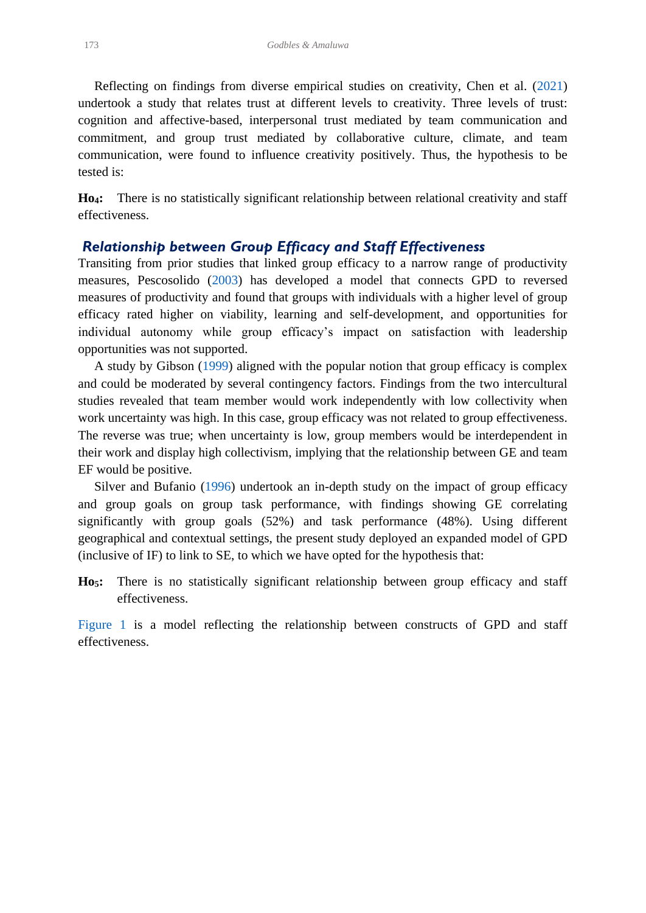Reflecting on findings from diverse empirical studies on creativity, Chen et al. (2021) undertook a study that relates trust at different levels to creativity. Three levels of trust: cognition and affective-based, interpersonal trust mediated by team communication and commitment, and group trust mediated by collaborative culture, climate, and team communication, were found to influence creativity positively. Thus, the hypothesis to be tested is:

**$Ho_4$:** There is no statistically significant relationship between relational creativity and staff effectiveness.

### Relationship between Group Efficacy and Staff Effectiveness

Transiting from prior studies that linked group efficacy to a narrow range of productivity measures, Pescosolido (2003) has developed a model that connects GPD to reversed measures of productivity and found that groups with individuals with a higher level of group efficacy rated higher on viability, learning and self-development, and opportunities for individual autonomy while group efficacy's impact on satisfaction with leadership opportunities was not supported.

A study by Gibson (1999) aligned with the popular notion that group efficacy is complex and could be moderated by several contingency factors. Findings from the two intercultural studies revealed that team member would work independently with low collectivity when work uncertainty was high. In this case, group efficacy was not related to group effectiveness. The reverse was true; when uncertainty is low, group members would be interdependent in their work and display high collectivism, implying that the relationship between GE and team EF would be positive.

Silver and Bufanio (1996) undertook an in-depth study on the impact of group efficacy and group goals on group task performance, with findings showing GE correlating significantly with group goals (52%) and task performance (48%). Using different geographical and contextual settings, the present study deployed an expanded model of GPD (inclusive of IF) to link to SE, to which we have opted for the hypothesis that:

**$Ho_5$:** There is no statistically significant relationship between group efficacy and staff effectiveness.

Figure 1 is a model reflecting the relationship between constructs of GPD and staff effectiveness.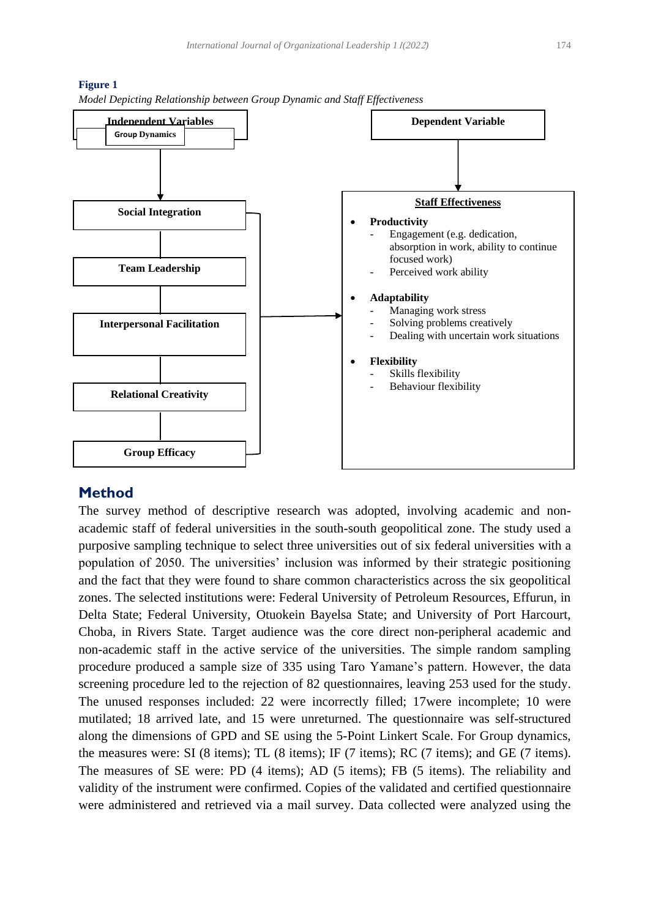**Figure 1**

*Model Depicting Relationship between Group Dynamic and Staff Effectiveness*

**Independent Variables**

**Group Dynamics**

- **Social Integration**
- **Team Leadership**
- **Interpersonal Facilitation**
- **Relational Creativity**
- **Group Efficacy**

**Dependent Variable**

**Staff Effectiveness**

- **Productivity**
  - Engagement (e.g. dedication, absorption in work, ability to continue focused work)
  - Perceived work ability
- **Adaptability**
  - Managing work stress
  - Solving problems creatively
  - Dealing with uncertain work situations
- **Flexibility**
  - Skills flexibility
  - Behaviour flexibility

## Method

The survey method of descriptive research was adopted, involving academic and non-academic staff of federal universities in the south-south geopolitical zone. The study used a purposive sampling technique to select three universities out of six federal universities with a population of 2050. The universities' inclusion was informed by their strategic positioning and the fact that they were found to share common characteristics across the six geopolitical zones. The selected institutions were: Federal University of Petroleum Resources, Effurun, in Delta State; Federal University, Otuokein Bayelsa State; and University of Port Harcourt, Choba, in Rivers State. Target audience was the core direct non-peripheral academic and non-academic staff in the active service of the universities. The simple random sampling procedure produced a sample size of 335 using Taro Yamane's pattern. However, the data screening procedure led to the rejection of 82 questionnaires, leaving 253 used for the study. The unused responses included: 22 were incorrectly filled; 17were incomplete; 10 were mutilated; 18 arrived late, and 15 were unreturned. The questionnaire was self-structured along the dimensions of GPD and SE using the 5-Point Linkert Scale. For Group dynamics, the measures were: SI (8 items); TL (8 items); IF (7 items); RC (7 items); and GE (7 items). The measures of SE were: PD (4 items); AD (5 items); FB (5 items). The reliability and validity of the instrument were confirmed. Copies of the validated and certified questionnaire were administered and retrieved via a mail survey. Data collected were analyzed using the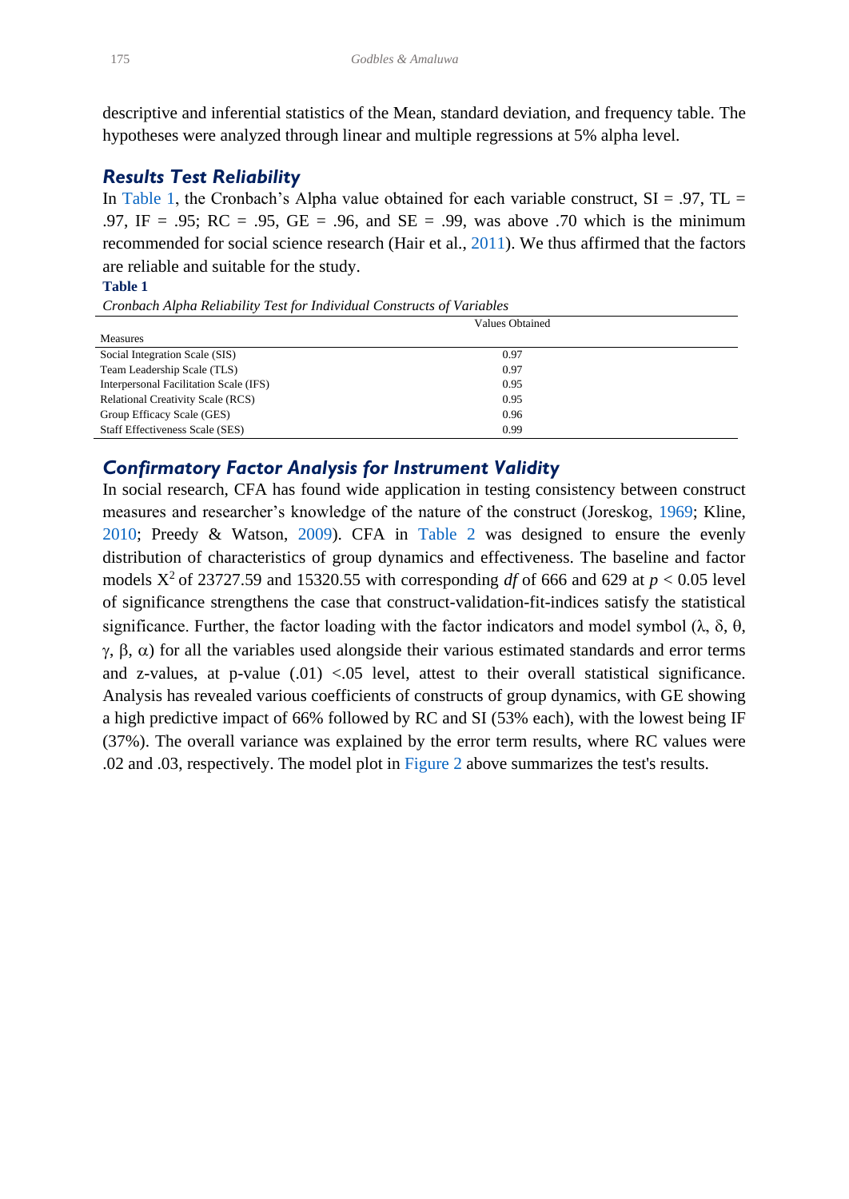descriptive and inferential statistics of the Mean, standard deviation, and frequency table. The hypotheses were analyzed through linear and multiple regressions at 5% alpha level.

## Results Test Reliability

In Table 1, the Cronbach's Alpha value obtained for each variable construct, SI = .97, TL = .97, IF = .95; RC = .95, GE = .96, and SE = .99, was above .70 which is the minimum recommended for social science research (Hair et al., 2011). We thus affirmed that the factors are reliable and suitable for the study.

**Table 1**

*Cronbach Alpha Reliability Test for Individual Constructs of Variables*

| Measures | Values Obtained |
|---|---|
| Social Integration Scale (SIS) | 0.97 |
| Team Leadership Scale (TLS) | 0.97 |
| Interpersonal Facilitation Scale (IFS) | 0.95 |
| Relational Creativity Scale (RCS) | 0.95 |
| Group Efficacy Scale (GES) | 0.96 |
| Staff Effectiveness Scale (SES) | 0.99 |

## Confirmatory Factor Analysis for Instrument Validity

In social research, CFA has found wide application in testing consistency between construct measures and researcher's knowledge of the nature of the construct (Joreskog, 1969; Kline, 2010; Preedy & Watson, 2009). CFA in Table 2 was designed to ensure the evenly distribution of characteristics of group dynamics and effectiveness. The baseline and factor models $X^2$ of 23727.59 and 15320.55 with corresponding *df* of 666 and 629 at $p < 0.05$ level of significance strengthens the case that construct-validation-fit-indices satisfy the statistical significance. Further, the factor loading with the factor indicators and model symbol ($\lambda$, $\delta$, $\theta$, $\gamma$, $\beta$, $\alpha$) for all the variables used alongside their various estimated standards and error terms and z-values, at p-value (.01) <.05 level, attest to their overall statistical significance. Analysis has revealed various coefficients of constructs of group dynamics, with GE showing a high predictive impact of 66% followed by RC and SI (53% each), with the lowest being IF (37%). The overall variance was explained by the error term results, where RC values were .02 and .03, respectively. The model plot in Figure 2 above summarizes the test's results.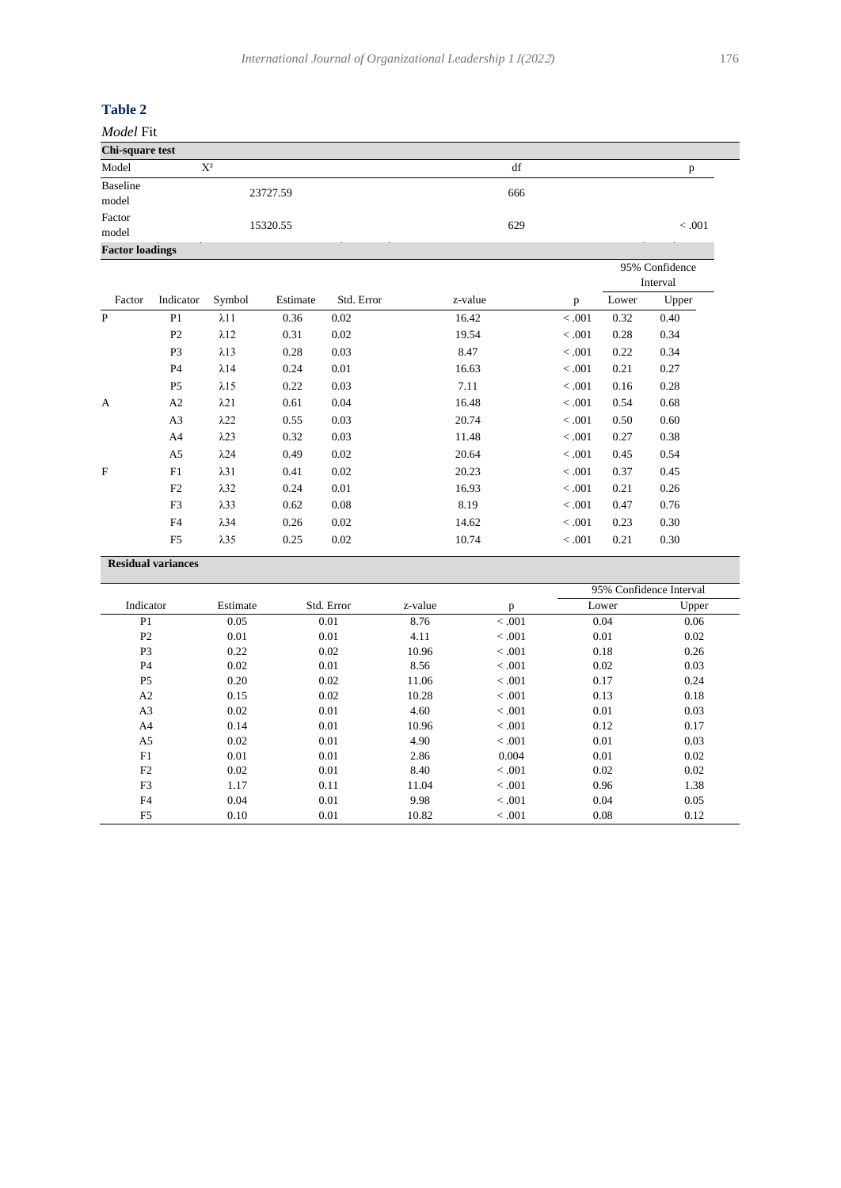**Table 2**

*Model* Fit

**Chi-square test**

| Model | $X^2$ | df | p |
|---|---|---|---|
| Baseline model | 23727.59 | 666 | |
| Factor model | 15320.55 | 629 | < .001 |

**Factor loadings**

| Factor | Indicator | Symbol | Estimate | Std. Error | z-value | p | 95% Confidence Interval | |
|---|---|---|---|---|---|---|---|---|
| | | | | | | | Lower | Upper |
| P | P1 | λ11 | 0.36 | 0.02 | 16.42 | < .001 | 0.32 | 0.40 |
| | P2 | λ12 | 0.31 | 0.02 | 19.54 | < .001 | 0.28 | 0.34 |
| | P3 | λ13 | 0.28 | 0.03 | 8.47 | < .001 | 0.22 | 0.34 |
| | P4 | λ14 | 0.24 | 0.01 | 16.63 | < .001 | 0.21 | 0.27 |
| | P5 | λ15 | 0.22 | 0.03 | 7.11 | < .001 | 0.16 | 0.28 |
| A | A2 | λ21 | 0.61 | 0.04 | 16.48 | < .001 | 0.54 | 0.68 |
| | A3 | λ22 | 0.55 | 0.03 | 20.74 | < .001 | 0.50 | 0.60 |
| | A4 | λ23 | 0.32 | 0.03 | 11.48 | < .001 | 0.27 | 0.38 |
| | A5 | λ24 | 0.49 | 0.02 | 20.64 | < .001 | 0.45 | 0.54 |
| F | F1 | λ31 | 0.41 | 0.02 | 20.23 | < .001 | 0.37 | 0.45 |
| | F2 | λ32 | 0.24 | 0.01 | 16.93 | < .001 | 0.21 | 0.26 |
| | F3 | λ33 | 0.62 | 0.08 | 8.19 | < .001 | 0.47 | 0.76 |
| | F4 | λ34 | 0.26 | 0.02 | 14.62 | < .001 | 0.23 | 0.30 |
| | F5 | λ35 | 0.25 | 0.02 | 10.74 | < .001 | 0.21 | 0.30 |

**Residual variances**

| Indicator | Estimate | Std. Error | z-value | p | 95% Confidence Interval | |
|---|---|---|---|---|---|---|
| | | | | | Lower | Upper |
| P1 | 0.05 | 0.01 | 8.76 | < .001 | 0.04 | 0.06 |
| P2 | 0.01 | 0.01 | 4.11 | < .001 | 0.01 | 0.02 |
| P3 | 0.22 | 0.02 | 10.96 | < .001 | 0.18 | 0.26 |
| P4 | 0.02 | 0.01 | 8.56 | < .001 | 0.02 | 0.03 |
| P5 | 0.20 | 0.02 | 11.06 | < .001 | 0.17 | 0.24 |
| A2 | 0.15 | 0.02 | 10.28 | < .001 | 0.13 | 0.18 |
| A3 | 0.02 | 0.01 | 4.60 | < .001 | 0.01 | 0.03 |
| A4 | 0.14 | 0.01 | 10.96 | < .001 | 0.12 | 0.17 |
| A5 | 0.02 | 0.01 | 4.90 | < .001 | 0.01 | 0.03 |
| F1 | 0.01 | 0.01 | 2.86 | 0.004 | 0.01 | 0.02 |
| F2 | 0.02 | 0.01 | 8.40 | < .001 | 0.02 | 0.02 |
| F3 | 1.17 | 0.11 | 11.04 | < .001 | 0.96 | 1.38 |
| F4 | 0.04 | 0.01 | 9.98 | < .001 | 0.04 | 0.05 |
| F5 | 0.10 | 0.01 | 10.82 | < .001 | 0.08 | 0.12 |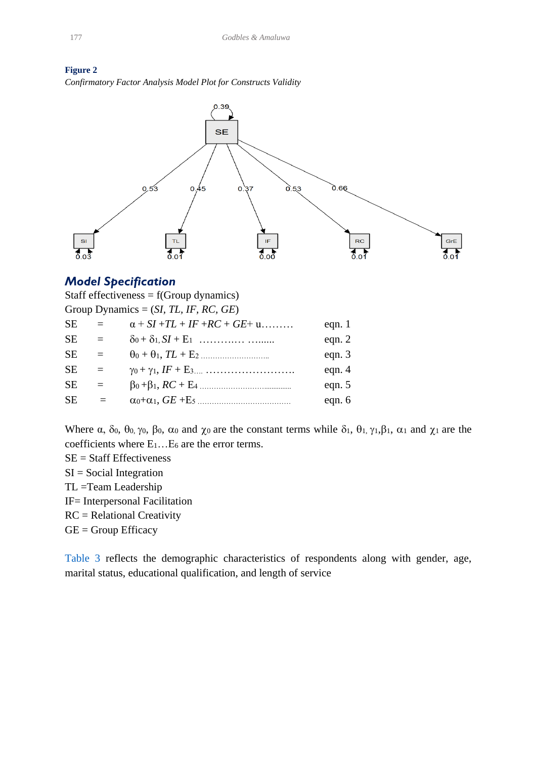**Figure 2**

*Confirmatory Factor Analysis Model Plot for Constructs Validity*

## *Model Specification*

Staff effectiveness = f(Group dynamics)

Group Dynamics = (*SI*, *TL*, *IF*, *RC*, *GE*)

| | | | |
|---|---|---|---|
| SE | = | $\alpha + SI + TL + IF + RC + GE + u$……… | eqn. 1 |
| SE | = | $\delta_0 + \delta_1, SI + E_1$ ………..… ….…. | eqn. 2 |
| SE | = | $\theta_0 + \theta_1, TL + E_2$ ……………………….. | eqn. 3 |
| SE | = | $\gamma_0 + \gamma_1, IF + E_3$…. ……………………. | eqn. 4 |
| SE | = | $\beta_0 + \beta_1, RC + E_4$ …………………………… | eqn. 5 |
| SE | = | $\alpha_0 + \alpha_1, GE + E_5$ ………………………………… | eqn. 6 |

Where $\alpha$, $\delta_0$, $\theta_0$, $\gamma_0$, $\beta_0$, $\alpha_0$ and $\chi_0$ are the constant terms while $\delta_1$, $\theta_1$, $\gamma_1$, $\beta_1$, $\alpha_1$ and $\chi_1$ are the coefficients where $E_1 \ldots E_6$ are the error terms.

SE = Staff Effectiveness

SI = Social Integration

TL =Team Leadership

IF= Interpersonal Facilitation

RC = Relational Creativity

GE = Group Efficacy

Table 3 reflects the demographic characteristics of respondents along with gender, age, marital status, educational qualification, and length of service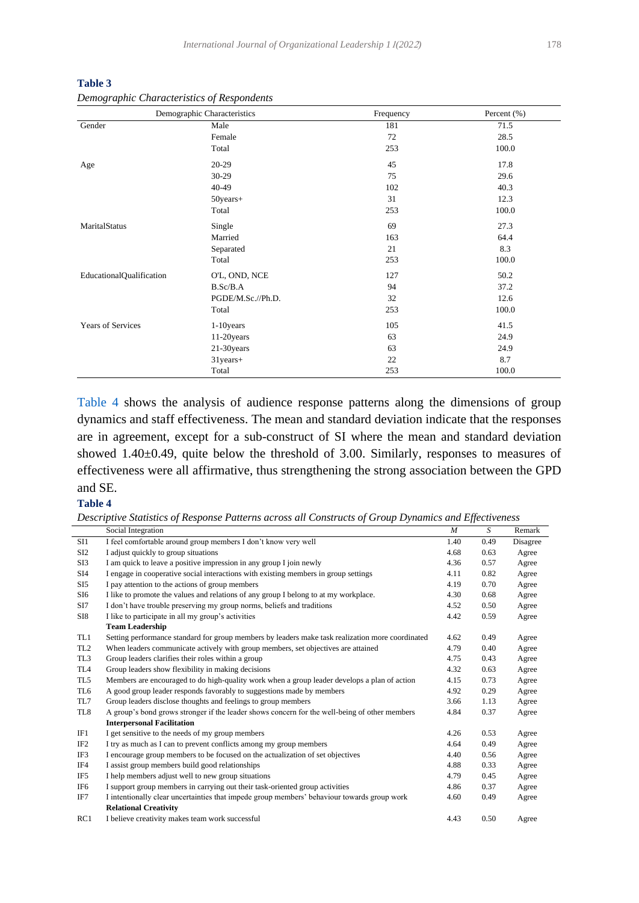**Table 3**

*Demographic Characteristics of Respondents*

| Demographic Characteristics | | Frequency | Percent (%) |
|---|---|---|---|
| Gender | Male | 181 | 71.5 |
| | Female | 72 | 28.5 |
| | Total | 253 | 100.0 |
| Age | 20-29 | 45 | 17.8 |
| | 30-29 | 75 | 29.6 |
| | 40-49 | 102 | 40.3 |
| | 50years+ | 31 | 12.3 |
| | Total | 253 | 100.0 |
| MaritalStatus | Single | 69 | 27.3 |
| | Married | 163 | 64.4 |
| | Separated | 21 | 8.3 |
| | Total | 253 | 100.0 |
| EducationalQualification | O'L, OND, NCE | 127 | 50.2 |
| | B.Sc/B.A | 94 | 37.2 |
| | PGDE/M.Sc.//Ph.D. | 32 | 12.6 |
| | Total | 253 | 100.0 |
| Years of Services | 1-10years | 105 | 41.5 |
| | 11-20years | 63 | 24.9 |
| | 21-30years | 63 | 24.9 |
| | 31years+ | 22 | 8.7 |
| | Total | 253 | 100.0 |

Table 4 shows the analysis of audience response patterns along the dimensions of group dynamics and staff effectiveness. The mean and standard deviation indicate that the responses are in agreement, except for a sub-construct of SI where the mean and standard deviation showed 1.40±0.49, quite below the threshold of 3.00. Similarly, responses to measures of effectiveness were all affirmative, thus strengthening the strong association between the GPD and SE.

**Table 4**

*Descriptive Statistics of Response Patterns across all Constructs of Group Dynamics and Effectiveness*

| | Social Integration | *M* | *S* | Remark |
|---|---|---|---|---|
| SI1 | I feel comfortable around group members I don't know very well | 1.40 | 0.49 | Disagree |
| SI2 | I adjust quickly to group situations | 4.68 | 0.63 | Agree |
| SI3 | I am quick to leave a positive impression in any group I join newly | 4.36 | 0.57 | Agree |
| SI4 | I engage in cooperative social interactions with existing members in group settings | 4.11 | 0.82 | Agree |
| SI5 | I pay attention to the actions of group members | 4.19 | 0.70 | Agree |
| SI6 | I like to promote the values and relations of any group I belong to at my workplace. | 4.30 | 0.68 | Agree |
| SI7 | I don't have trouble preserving my group norms, beliefs and traditions | 4.52 | 0.50 | Agree |
| SI8 | I like to participate in all my group's activities | 4.42 | 0.59 | Agree |
| | **Team Leadership** | | | |
| TL1 | Setting performance standard for group members by leaders make task realization more coordinated | 4.62 | 0.49 | Agree |
| TL2 | When leaders communicate actively with group members, set objectives are attained | 4.79 | 0.40 | Agree |
| TL3 | Group leaders clarifies their roles within a group | 4.75 | 0.43 | Agree |
| TL4 | Group leaders show flexibility in making decisions | 4.32 | 0.63 | Agree |
| TL5 | Members are encouraged to do high-quality work when a group leader develops a plan of action | 4.15 | 0.73 | Agree |
| TL6 | A good group leader responds favorably to suggestions made by members | 4.92 | 0.29 | Agree |
| TL7 | Group leaders disclose thoughts and feelings to group members | 3.66 | 1.13 | Agree |
| TL8 | A group's bond grows stronger if the leader shows concern for the well-being of other members | 4.84 | 0.37 | Agree |
| | **Interpersonal Facilitation** | | | |
| IF1 | I get sensitive to the needs of my group members | 4.26 | 0.53 | Agree |
| IF2 | I try as much as I can to prevent conflicts among my group members | 4.64 | 0.49 | Agree |
| IF3 | I encourage group members to be focused on the actualization of set objectives | 4.40 | 0.56 | Agree |
| IF4 | I assist group members build good relationships | 4.88 | 0.33 | Agree |
| IF5 | I help members adjust well to new group situations | 4.79 | 0.45 | Agree |
| IF6 | I support group members in carrying out their task-oriented group activities | 4.86 | 0.37 | Agree |
| IF7 | I intentionally clear uncertainties that impede group members' behaviour towards group work | 4.60 | 0.49 | Agree |
| | **Relational Creativity** | | | |
| RC1 | I believe creativity makes team work successful | 4.43 | 0.50 | Agree |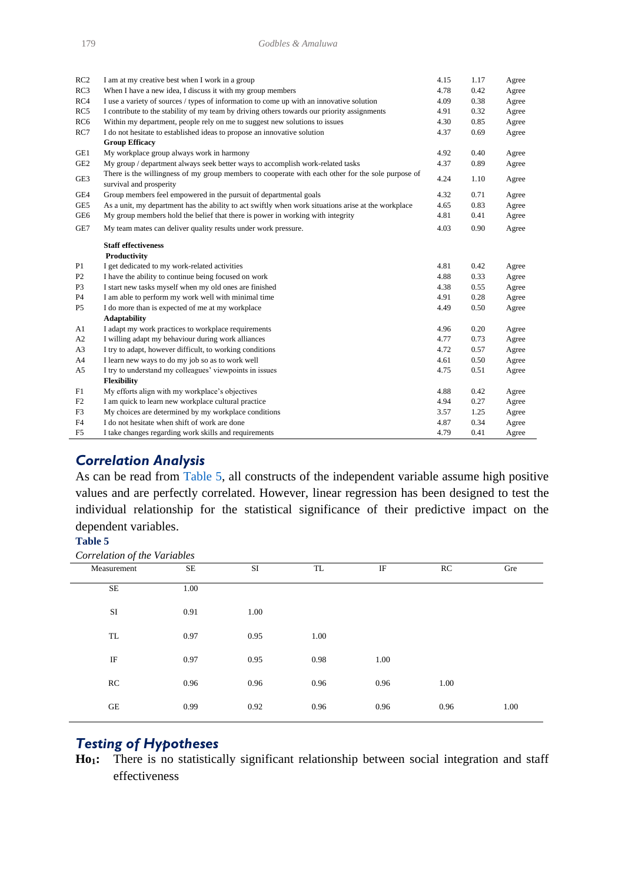| | | | | |
|---|---|---|---|---|
| RC2 | I am at my creative best when I work in a group | 4.15 | 1.17 | Agree |
| RC3 | When I have a new idea, I discuss it with my group members | 4.78 | 0.42 | Agree |
| RC4 | I use a variety of sources / types of information to come up with an innovative solution | 4.09 | 0.38 | Agree |
| RC5 | I contribute to the stability of my team by driving others towards our priority assignments | 4.91 | 0.32 | Agree |
| RC6 | Within my department, people rely on me to suggest new solutions to issues | 4.30 | 0.85 | Agree |
| RC7 | I do not hesitate to established ideas to propose an innovative solution | 4.37 | 0.69 | Agree |
| | **Group Efficacy** | | | |
| GE1 | My workplace group always work in harmony | 4.92 | 0.40 | Agree |
| GE2 | My group / department always seek better ways to accomplish work-related tasks | 4.37 | 0.89 | Agree |
| GE3 | There is the willingness of my group members to cooperate with each other for the sole purpose of survival and prosperity | 4.24 | 1.10 | Agree |
| GE4 | Group members feel empowered in the pursuit of departmental goals | 4.32 | 0.71 | Agree |
| GE5 | As a unit, my department has the ability to act swiftly when work situations arise at the workplace | 4.65 | 0.83 | Agree |
| GE6 | My group members hold the belief that there is power in working with integrity | 4.81 | 0.41 | Agree |
| GE7 | My team mates can deliver quality results under work pressure. | 4.03 | 0.90 | Agree |
| | **Staff effectiveness** | | | |
| | **Productivity** | | | |
| P1 | I get dedicated to my work-related activities | 4.81 | 0.42 | Agree |
| P2 | I have the ability to continue being focused on work | 4.88 | 0.33 | Agree |
| P3 | I start new tasks myself when my old ones are finished | 4.38 | 0.55 | Agree |
| P4 | I am able to perform my work well with minimal time | 4.91 | 0.28 | Agree |
| P5 | I do more than is expected of me at my workplace | 4.49 | 0.50 | Agree |
| | **Adaptability** | | | |
| A1 | I adapt my work practices to workplace requirements | 4.96 | 0.20 | Agree |
| A2 | I willing adapt my behaviour during work alliances | 4.77 | 0.73 | Agree |
| A3 | I try to adapt, however difficult, to working conditions | 4.72 | 0.57 | Agree |
| A4 | I learn new ways to do my job so as to work well | 4.61 | 0.50 | Agree |
| A5 | I try to understand my colleagues' viewpoints in issues | 4.75 | 0.51 | Agree |
| | **Flexibility** | | | |
| F1 | My efforts align with my workplace's objectives | 4.88 | 0.42 | Agree |
| F2 | I am quick to learn new workplace cultural practice | 4.94 | 0.27 | Agree |
| F3 | My choices are determined by my workplace conditions | 3.57 | 1.25 | Agree |
| F4 | I do not hesitate when shift of work are done | 4.87 | 0.34 | Agree |
| F5 | I take changes regarding work skills and requirements | 4.79 | 0.41 | Agree |

## *Correlation Analysis*

As can be read from Table 5, all constructs of the independent variable assume high positive values and are perfectly correlated. However, linear regression has been designed to test the individual relationship for the statistical significance of their predictive impact on the dependent variables.

**Table 5**

*Correlation of the Variables*

| Measurement | SE | SI | TL | IF | RC | Gre |
|---|---|---|---|---|---|---|
| SE | 1.00 | | | | | |
| SI | 0.91 | 1.00 | | | | |
| TL | 0.97 | 0.95 | 1.00 | | | |
| IF | 0.97 | 0.95 | 0.98 | 1.00 | | |
| RC | 0.96 | 0.96 | 0.96 | 0.96 | 1.00 | |
| GE | 0.99 | 0.92 | 0.96 | 0.96 | 0.96 | 1.00 |

## *Testing of Hypotheses*

**$Ho_1$:** There is no statistically significant relationship between social integration and staff effectiveness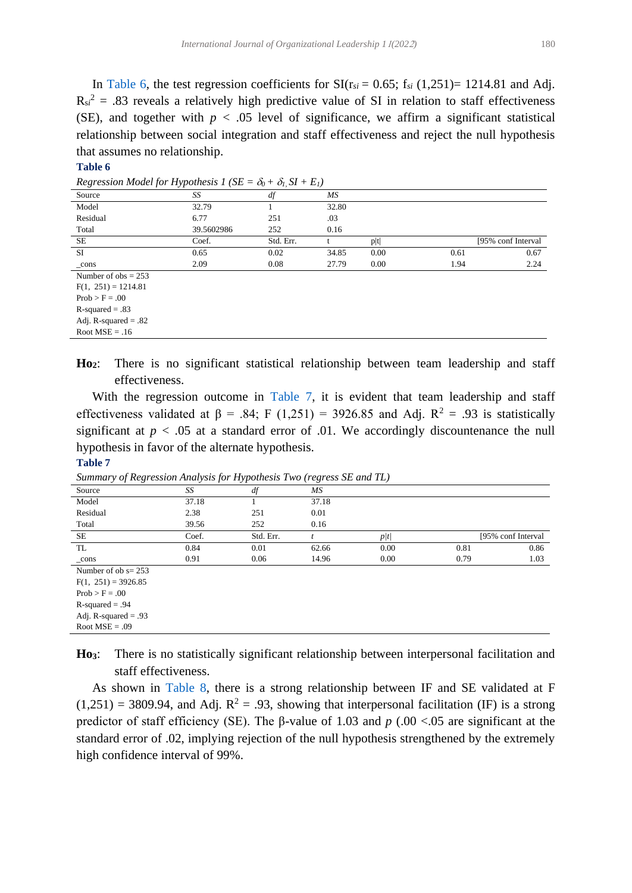In Table 6, the test regression coefficients for SI($r_{si}$ = 0.65; $f_{si}$ (1,251)= 1214.81 and Adj. $R_{si}^2$ = .83 reveals a relatively high predictive value of SI in relation to staff effectiveness (SE), and together with $p$ < .05 level of significance, we affirm a significant statistical relationship between social integration and staff effectiveness and reject the null hypothesis that assumes no relationship.

**Table 6**

*Regression Model for Hypothesis 1 ($SE = \delta_0 + \delta_{1,} SI + E_1$)*

| Source | *SS* | *df* | *MS* | | | |
|---|---|---|---|---|---|---|
| Model | 32.79 | 1 | 32.80 | | | |
| Residual | 6.77 | 251 | .03 | | | |
| Total | 39.5602986 | 252 | 0.16 | | | |
| SE | Coef. | Std. Err. | t | p\|t\| | | [95% conf Interval |
| SI | 0.65 | 0.02 | 34.85 | 0.00 | 0.61 | 0.67 |
| _cons | 2.09 | 0.08 | 27.79 | 0.00 | 1.94 | 2.24 |
| Number of obs = 253 | | | | | | |
| F(1, 251) = 1214.81 | | | | | | |
| Prob > F = .00 | | | | | | |
| R-squared = .83 | | | | | | |
| Adj. R-squared = .82 | | | | | | |
| Root MSE = .16 | | | | | | |

**Ho2**: There is no significant statistical relationship between team leadership and staff effectiveness.

With the regression outcome in Table 7, it is evident that team leadership and staff effectiveness validated at β = .84; F (1,251) = 3926.85 and Adj. $R^2$ = .93 is statistically significant at $p$ < .05 at a standard error of .01. We accordingly discountenance the null hypothesis in favor of the alternate hypothesis.

**Table 7**

*Summary of Regression Analysis for Hypothesis Two (regress SE and TL)*

| Source | *SS* | *df* | *MS* | | | |
|---|---|---|---|---|---|---|
| Model | 37.18 | 1 | 37.18 | | | |
| Residual | 2.38 | 251 | 0.01 | | | |
| Total | 39.56 | 252 | 0.16 | | | |
| SE | Coef. | Std. Err. | *t* | *p\|t\|* | | [95% conf Interval |
| TL | 0.84 | 0.01 | 62.66 | 0.00 | 0.81 | 0.86 |
| _cons | 0.91 | 0.06 | 14.96 | 0.00 | 0.79 | 1.03 |
| Number of ob s= 253 | | | | | | |
| F(1, 251) = 3926.85 | | | | | | |
| Prob > F = .00 | | | | | | |
| R-squared = .94 | | | | | | |
| Adj. R-squared = .93 | | | | | | |
| Root MSE = .09 | | | | | | |

**Ho3**: There is no statistically significant relationship between interpersonal facilitation and staff effectiveness.

As shown in Table 8, there is a strong relationship between IF and SE validated at F (1,251) = 3809.94, and Adj. $R^2$ = .93, showing that interpersonal facilitation (IF) is a strong predictor of staff efficiency (SE). The β-value of 1.03 and $p$ (.00 <.05 are significant at the standard error of .02, implying rejection of the null hypothesis strengthened by the extremely high confidence interval of 99%.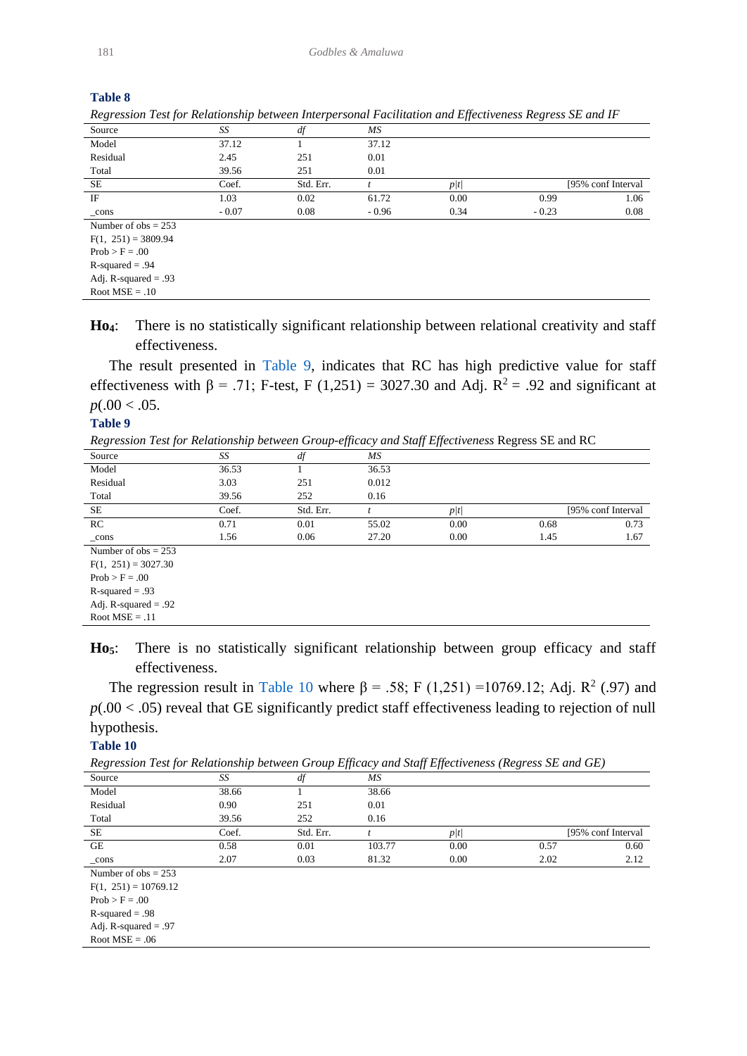**Table 8**

*Regression Test for Relationship between Interpersonal Facilitation and Effectiveness Regress SE and IF*

| Source | *SS* | *df* | *MS* | | | |
|---|---|---|---|---|---|---|
| Model | 37.12 | 1 | 37.12 | | | |
| Residual | 2.45 | 251 | 0.01 | | | |
| Total | 39.56 | 251 | 0.01 | | | |
| SE | Coef. | Std. Err. | *t* | *p*\|*t*\| | [95% conf Interval | |
| IF | 1.03 | 0.02 | 61.72 | 0.00 | 0.99 | 1.06 |
| _cons | - 0.07 | 0.08 | - 0.96 | 0.34 | - 0.23 | 0.08 |

Number of obs = 253
F(1, 251) = 3809.94
Prob > F = .00
R-squared = .94
Adj. R-squared = .93
Root MSE = .10

**$Ho_4$:** There is no statistically significant relationship between relational creativity and staff effectiveness.

The result presented in Table 9, indicates that RC has high predictive value for staff effectiveness with $\beta = .71$; F-test, $F\ (1,251) = 3027.30$ and Adj. $R^2 = .92$ and significant at $p(.00 < .05$.

**Table 9**

*Regression Test for Relationship between Group-efficacy and Staff Effectiveness* Regress SE and RC

| Source | *SS* | *df* | *MS* | | | |
|---|---|---|---|---|---|---|
| Model | 36.53 | 1 | 36.53 | | | |
| Residual | 3.03 | 251 | 0.012 | | | |
| Total | 39.56 | 252 | 0.16 | | | |
| SE | Coef. | Std. Err. | *t* | *p*\|*t*\| | [95% conf Interval | |
| RC | 0.71 | 0.01 | 55.02 | 0.00 | 0.68 | 0.73 |
| _cons | 1.56 | 0.06 | 27.20 | 0.00 | 1.45 | 1.67 |

Number of obs = 253
F(1, 251) = 3027.30
Prob > F = .00
R-squared = .93
Adj. R-squared = .92
Root MSE = .11

**$Ho_5$:** There is no statistically significant relationship between group efficacy and staff effectiveness.

The regression result in Table 10 where $\beta = .58$; $F\ (1,251) = 10769.12$; Adj. $R^2$ (.97) and $p(.00 < .05)$ reveal that GE significantly predict staff effectiveness leading to rejection of null hypothesis.

**Table 10**

*Regression Test for Relationship between Group Efficacy and Staff Effectiveness (Regress SE and GE)*

| Source | *SS* | *df* | *MS* | | | |
|---|---|---|---|---|---|---|
| Model | 38.66 | 1 | 38.66 | | | |
| Residual | 0.90 | 251 | 0.01 | | | |
| Total | 39.56 | 252 | 0.16 | | | |
| SE | Coef. | Std. Err. | *t* | *p*\|*t*\| | [95% conf Interval | |
| GE | 0.58 | 0.01 | 103.77 | 0.00 | 0.57 | 0.60 |
| _cons | 2.07 | 0.03 | 81.32 | 0.00 | 2.02 | 2.12 |

Number of obs = 253
F(1, 251) = 10769.12
Prob > F = .00
R-squared = .98
Adj. R-squared = .97
Root MSE = .06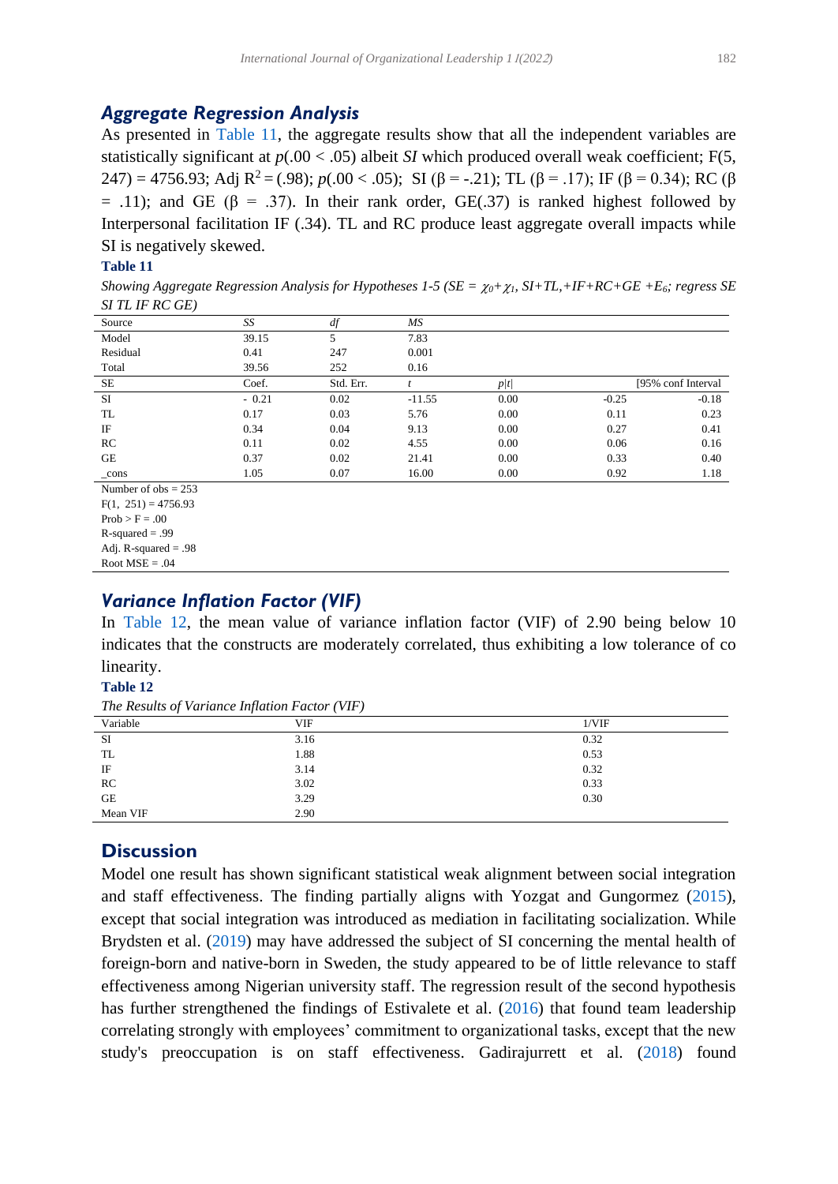### *Aggregate Regression Analysis*

As presented in Table 11, the aggregate results show that all the independent variables are statistically significant at $p(.00 < .05)$ albeit *SI* which produced overall weak coefficient; F(5, 247) = 4756.93; Adj $R^2 = (.98)$; $p(.00 < .05)$; SI ($\beta = -.21$); TL ($\beta = .17$); IF ($\beta = 0.34$); RC ($\beta = .11$); and GE ($\beta = .37$). In their rank order, GE(.37) is ranked highest followed by Interpersonal facilitation IF (.34). TL and RC produce least aggregate overall impacts while SI is negatively skewed.

**Table 11**

*Showing Aggregate Regression Analysis for Hypotheses 1-5 (SE = $\chi_0+\chi_1$, SI+TL,+IF+RC+GE +$E_6$; regress SE SI TL IF RC GE)*

| Source | *SS* | *df* | *MS* | | | |
|---|---|---|---|---|---|---|
| Model | 39.15 | 5 | 7.83 | | | |
| Residual | 0.41 | 247 | 0.001 | | | |
| Total | 39.56 | 252 | 0.16 | | | |
| SE | Coef. | Std. Err. | *t* | *p*\|*t*\| | [95% conf Interval | |
| SI | - 0.21 | 0.02 | -11.55 | 0.00 | -0.25 | -0.18 |
| TL | 0.17 | 0.03 | 5.76 | 0.00 | 0.11 | 0.23 |
| IF | 0.34 | 0.04 | 9.13 | 0.00 | 0.27 | 0.41 |
| RC | 0.11 | 0.02 | 4.55 | 0.00 | 0.06 | 0.16 |
| GE | 0.37 | 0.02 | 21.41 | 0.00 | 0.33 | 0.40 |
| _cons | 1.05 | 0.07 | 16.00 | 0.00 | 0.92 | 1.18 |

Number of obs = 253
F(1, 251) = 4756.93
Prob > F = .00
R-squared = .99
Adj. R-squared = .98
Root MSE = .04

### *Variance Inflation Factor (VIF)*

In Table 12, the mean value of variance inflation factor (VIF) of 2.90 being below 10 indicates that the constructs are moderately correlated, thus exhibiting a low tolerance of co linearity.

**Table 12**

*The Results of Variance Inflation Factor (VIF)*

| Variable | VIF | 1/VIF |
|---|---|---|
| SI | 3.16 | 0.32 |
| TL | 1.88 | 0.53 |
| IF | 3.14 | 0.32 |
| RC | 3.02 | 0.33 |
| GE | 3.29 | 0.30 |
| Mean VIF | 2.90 | |

## Discussion

Model one result has shown significant statistical weak alignment between social integration and staff effectiveness. The finding partially aligns with Yozgat and Gungormez (2015), except that social integration was introduced as mediation in facilitating socialization. While Brydsten et al. (2019) may have addressed the subject of SI concerning the mental health of foreign-born and native-born in Sweden, the study appeared to be of little relevance to staff effectiveness among Nigerian university staff. The regression result of the second hypothesis has further strengthened the findings of Estivalete et al. (2016) that found team leadership correlating strongly with employees' commitment to organizational tasks, except that the new study's preoccupation is on staff effectiveness. Gadirajurrett et al. (2018) found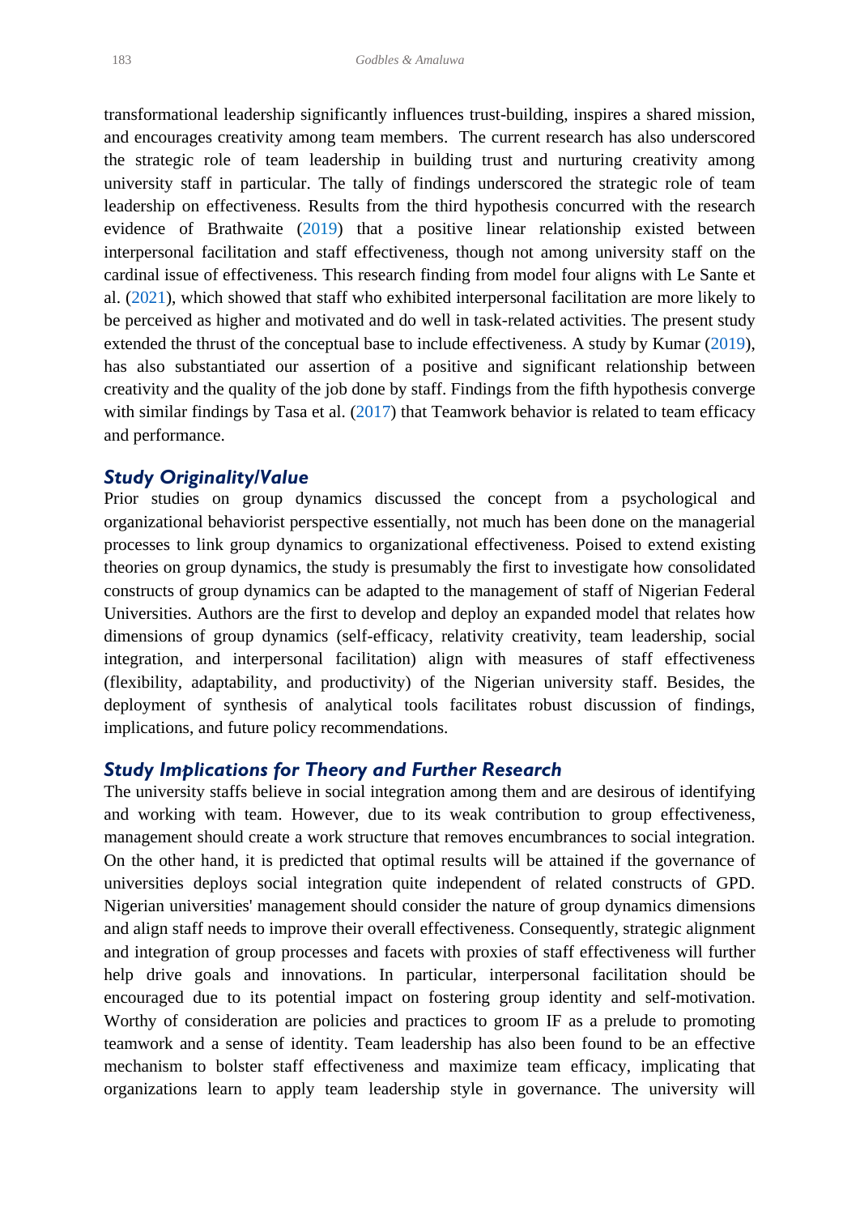transformational leadership significantly influences trust-building, inspires a shared mission, and encourages creativity among team members. The current research has also underscored the strategic role of team leadership in building trust and nurturing creativity among university staff in particular. The tally of findings underscored the strategic role of team leadership on effectiveness. Results from the third hypothesis concurred with the research evidence of Brathwaite (2019) that a positive linear relationship existed between interpersonal facilitation and staff effectiveness, though not among university staff on the cardinal issue of effectiveness. This research finding from model four aligns with Le Sante et al. (2021), which showed that staff who exhibited interpersonal facilitation are more likely to be perceived as higher and motivated and do well in task-related activities. The present study extended the thrust of the conceptual base to include effectiveness. A study by Kumar (2019), has also substantiated our assertion of a positive and significant relationship between creativity and the quality of the job done by staff. Findings from the fifth hypothesis converge with similar findings by Tasa et al. (2017) that Teamwork behavior is related to team efficacy and performance.

## *Study Originality/Value*

Prior studies on group dynamics discussed the concept from a psychological and organizational behaviorist perspective essentially, not much has been done on the managerial processes to link group dynamics to organizational effectiveness. Poised to extend existing theories on group dynamics, the study is presumably the first to investigate how consolidated constructs of group dynamics can be adapted to the management of staff of Nigerian Federal Universities. Authors are the first to develop and deploy an expanded model that relates how dimensions of group dynamics (self-efficacy, relativity creativity, team leadership, social integration, and interpersonal facilitation) align with measures of staff effectiveness (flexibility, adaptability, and productivity) of the Nigerian university staff. Besides, the deployment of synthesis of analytical tools facilitates robust discussion of findings, implications, and future policy recommendations.

## *Study Implications for Theory and Further Research*

The university staffs believe in social integration among them and are desirous of identifying and working with team. However, due to its weak contribution to group effectiveness, management should create a work structure that removes encumbrances to social integration. On the other hand, it is predicted that optimal results will be attained if the governance of universities deploys social integration quite independent of related constructs of GPD. Nigerian universities' management should consider the nature of group dynamics dimensions and align staff needs to improve their overall effectiveness. Consequently, strategic alignment and integration of group processes and facets with proxies of staff effectiveness will further help drive goals and innovations. In particular, interpersonal facilitation should be encouraged due to its potential impact on fostering group identity and self-motivation. Worthy of consideration are policies and practices to groom IF as a prelude to promoting teamwork and a sense of identity. Team leadership has also been found to be an effective mechanism to bolster staff effectiveness and maximize team efficacy, implicating that organizations learn to apply team leadership style in governance. The university will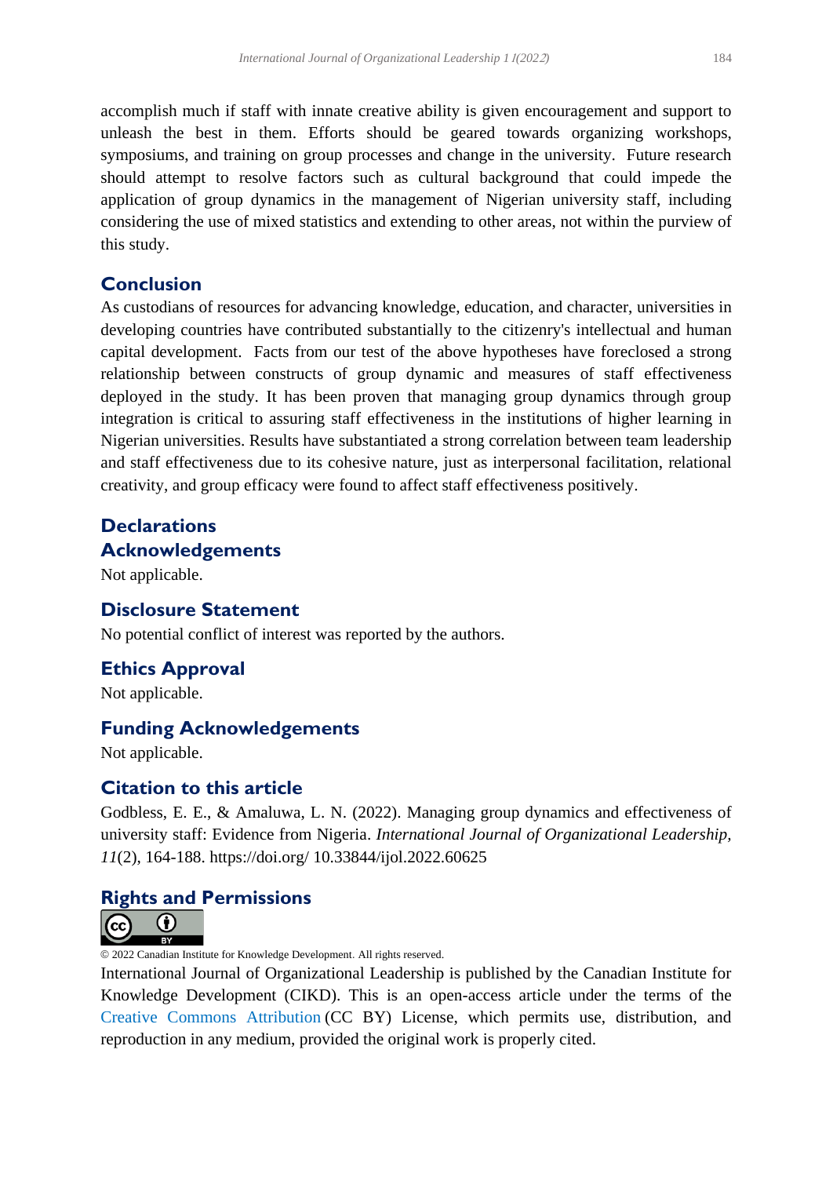accomplish much if staff with innate creative ability is given encouragement and support to unleash the best in them. Efforts should be geared towards organizing workshops, symposiums, and training on group processes and change in the university. Future research should attempt to resolve factors such as cultural background that could impede the application of group dynamics in the management of Nigerian university staff, including considering the use of mixed statistics and extending to other areas, not within the purview of this study.

## Conclusion

As custodians of resources for advancing knowledge, education, and character, universities in developing countries have contributed substantially to the citizenry's intellectual and human capital development. Facts from our test of the above hypotheses have foreclosed a strong relationship between constructs of group dynamic and measures of staff effectiveness deployed in the study. It has been proven that managing group dynamics through group integration is critical to assuring staff effectiveness in the institutions of higher learning in Nigerian universities. Results have substantiated a strong correlation between team leadership and staff effectiveness due to its cohesive nature, just as interpersonal facilitation, relational creativity, and group efficacy were found to affect staff effectiveness positively.

## Declarations

## Acknowledgements

Not applicable.

## Disclosure Statement

No potential conflict of interest was reported by the authors.

## Ethics Approval

Not applicable.

## Funding Acknowledgements

Not applicable.

## Citation to this article

Godbless, E. E., & Amaluwa, L. N. (2022). Managing group dynamics and effectiveness of university staff: Evidence from Nigeria. *International Journal of Organizational Leadership, 11*(2), 164-188. https://doi.org/ 10.33844/ijol.2022.60625

## Rights and Permissions

© 2022 Canadian Institute for Knowledge Development. All rights reserved.

International Journal of Organizational Leadership is published by the Canadian Institute for Knowledge Development (CIKD). This is an open-access article under the terms of the Creative Commons Attribution (CC BY) License, which permits use, distribution, and reproduction in any medium, provided the original work is properly cited.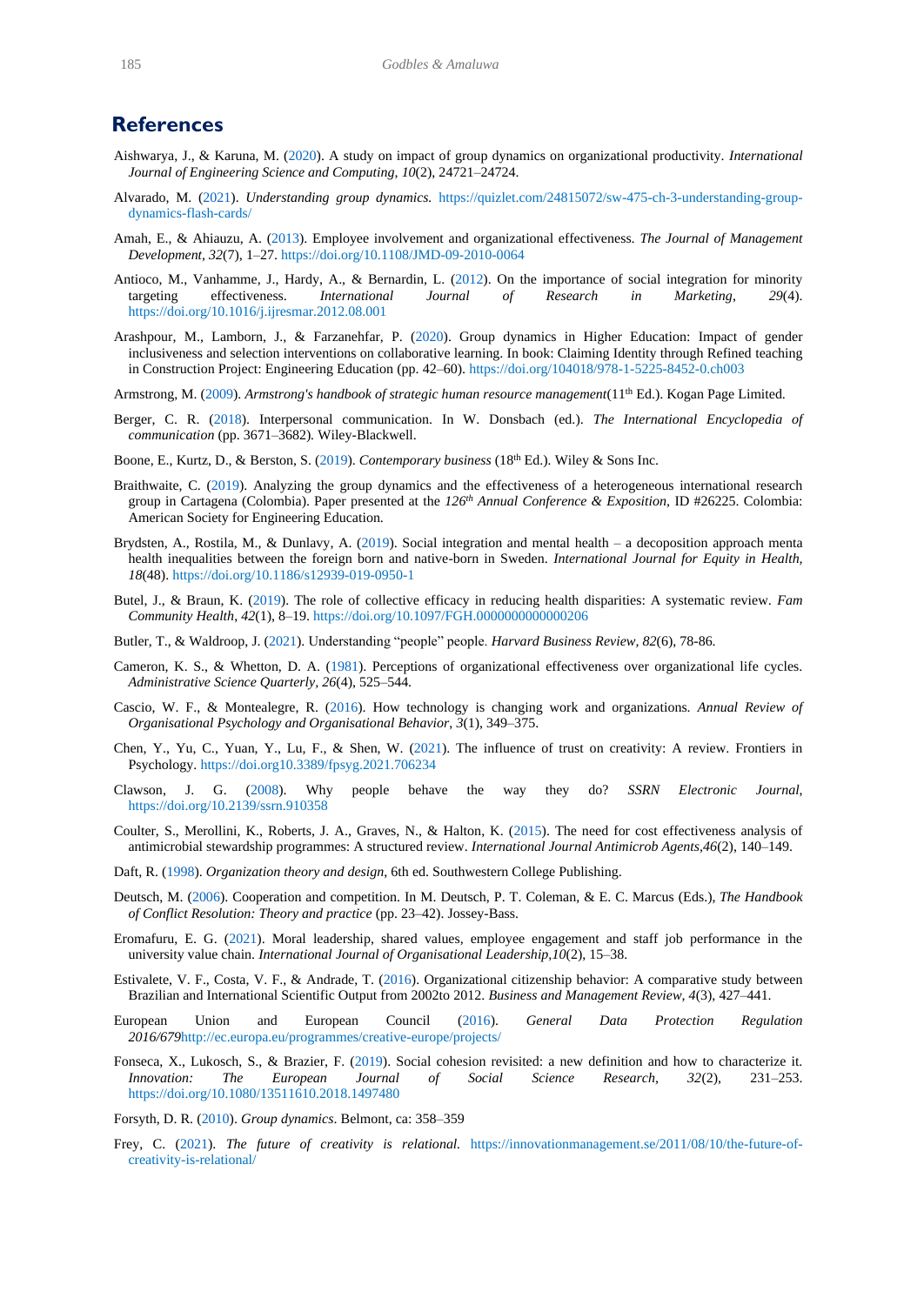## References

Aishwarya, J., & Karuna, M. (2020). A study on impact of group dynamics on organizational productivity. *International Journal of Engineering Science and Computing, 10*(2), 24721–24724.

Alvarado, M. (2021). *Understanding group dynamics.* https://quizlet.com/24815072/sw-475-ch-3-understanding-group-dynamics-flash-cards/

Amah, E., & Ahiauzu, A. (2013). Employee involvement and organizational effectiveness. *The Journal of Management Development, 32*(7), 1–27. https://doi.org/10.1108/JMD-09-2010-0064

Antioco, M., Vanhamme, J., Hardy, A., & Bernardin, L. (2012). On the importance of social integration for minority targeting effectiveness. *International Journal of Research in Marketing, 29*(4). https://doi.org/10.1016/j.ijresmar.2012.08.001

Arashpour, M., Lamborn, J., & Farzanehfar, P. (2020). Group dynamics in Higher Education: Impact of gender inclusiveness and selection interventions on collaborative learning. In book: Claiming Identity through Refined teaching in Construction Project: Engineering Education (pp. 42–60). https://doi.org/104018/978-1-5225-8452-0.ch003

Armstrong, M. (2009). *Armstrong's handbook of strategic human resource management*(11th Ed.). Kogan Page Limited.

Berger, C. R. (2018). Interpersonal communication. In W. Donsbach (ed.). *The International Encyclopedia of communication* (pp. 3671–3682). Wiley-Blackwell.

Boone, E., Kurtz, D., & Berston, S. (2019). *Contemporary business* (18th Ed.). Wiley & Sons Inc.

Braithwaite, C. (2019). Analyzing the group dynamics and the effectiveness of a heterogeneous international research group in Cartagena (Colombia). Paper presented at the *126th Annual Conference & Exposition*, ID #26225. Colombia: American Society for Engineering Education.

Brydsten, A., Rostila, M., & Dunlavy, A. (2019). Social integration and mental health – a decoposition approach menta health inequalities between the foreign born and native-born in Sweden. *International Journal for Equity in Health, 18*(48). https://doi.org/10.1186/s12939-019-0950-1

Butel, J., & Braun, K. (2019). The role of collective efficacy in reducing health disparities: A systematic review. *Fam Community Health, 42*(1), 8–19. https://doi.org/10.1097/FGH.0000000000000206

Butler, T., & Waldroop, J. (2021). Understanding "people" people. *Harvard Business Review, 82*(6), 78-86.

Cameron, K. S., & Whetton, D. A. (1981). Perceptions of organizational effectiveness over organizational life cycles. *Administrative Science Quarterly, 26*(4), 525–544.

Cascio, W. F., & Montealegre, R. (2016). How technology is changing work and organizations. *Annual Review of Organisational Psychology and Organisational Behavior, 3*(1), 349–375.

Chen, Y., Yu, C., Yuan, Y., Lu, F., & Shen, W. (2021). The influence of trust on creativity: A review. Frontiers in Psychology. https://doi.org10.3389/fpsyg.2021.706234

Clawson, J. G. (2008). Why people behave the way they do? *SSRN Electronic Journal*, https://doi.org/10.2139/ssrn.910358

Coulter, S., Merollini, K., Roberts, J. A., Graves, N., & Halton, K. (2015). The need for cost effectiveness analysis of antimicrobial stewardship programmes: A structured review. *International Journal Antimicrob Agents,46*(2), 140–149.

Daft, R. (1998). *Organization theory and design*, 6th ed. Southwestern College Publishing.

Deutsch, M. (2006). Cooperation and competition. In M. Deutsch, P. T. Coleman, & E. C. Marcus (Eds.), *The Handbook of Conflict Resolution: Theory and practice* (pp. 23–42). Jossey-Bass.

Eromafuru, E. G. (2021). Moral leadership, shared values, employee engagement and staff job performance in the university value chain. *International Journal of Organisational Leadership,10*(2), 15–38.

Estivalete, V. F., Costa, V. F., & Andrade, T. (2016). Organizational citizenship behavior: A comparative study between Brazilian and International Scientific Output from 2002to 2012. *Business and Management Review, 4*(3), 427–441.

European Union and European Council (2016). *General Data Protection Regulation 2016/679*http://ec.europa.eu/programmes/creative-europe/projects/

Fonseca, X., Lukosch, S., & Brazier, F. (2019). Social cohesion revisited: a new definition and how to characterize it. *Innovation: The European Journal of Social Science Research, 32*(2), 231–253. https://doi.org/10.1080/13511610.2018.1497480

Forsyth, D. R. (2010). *Group dynamics*. Belmont, ca: 358–359

Frey, C. (2021). *The future of creativity is relational.* https://innovationmanagement.se/2011/08/10/the-future-of-creativity-is-relational/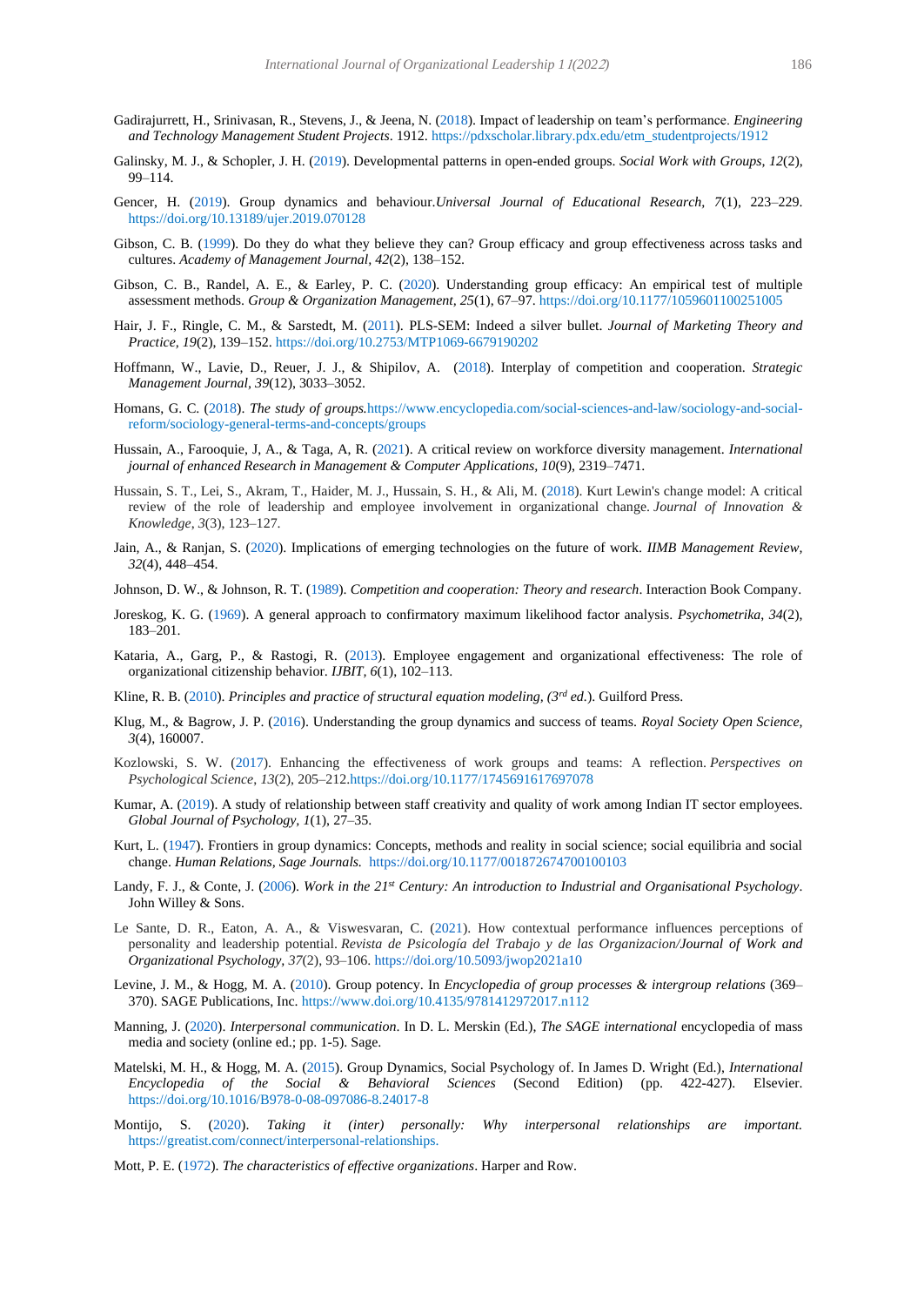Gadirajurrett, H., Srinivasan, R., Stevens, J., & Jeena, N. (2018). Impact of leadership on team's performance. *Engineering and Technology Management Student Projects*. 1912. https://pdxscholar.library.pdx.edu/etm_studentprojects/1912

Galinsky, M. J., & Schopler, J. H. (2019). Developmental patterns in open-ended groups. *Social Work with Groups, 12*(2), 99–114.

Gencer, H. (2019). Group dynamics and behaviour.*Universal Journal of Educational Research, 7*(1), 223–229. https://doi.org/10.13189/ujer.2019.070128

Gibson, C. B. (1999). Do they do what they believe they can? Group efficacy and group effectiveness across tasks and cultures. *Academy of Management Journal, 42*(2), 138–152.

Gibson, C. B., Randel, A. E., & Earley, P. C. (2020). Understanding group efficacy: An empirical test of multiple assessment methods. *Group & Organization Management, 25*(1), 67–97. https://www.doi.org/10.1177/1059601100251005

Hair, J. F., Ringle, C. M., & Sarstedt, M. (2011). PLS-SEM: Indeed a silver bullet. *Journal of Marketing Theory and Practice, 19*(2), 139–152. https://doi.org/10.2753/MTP1069-6679190202

Hoffmann, W., Lavie, D., Reuer, J. J., & Shipilov, A. (2018). Interplay of competition and cooperation. *Strategic Management Journal, 39*(12), 3033–3052.

Homans, G. C. (2018). *The study of groups.*https://www.encyclopedia.com/social-sciences-and-law/sociology-and-social-reform/sociology-general-terms-and-concepts/groups

Hussain, A., Farooquie, J, A., & Taga, A, R. (2021). A critical review on workforce diversity management. *International journal of enhanced Research in Management & Computer Applications, 10*(9), 2319–7471.

Hussain, S. T., Lei, S., Akram, T., Haider, M. J., Hussain, S. H., & Ali, M. (2018). Kurt Lewin's change model: A critical review of the role of leadership and employee involvement in organizational change. *Journal of Innovation & Knowledge, 3*(3), 123–127.

Jain, A., & Ranjan, S. (2020). Implications of emerging technologies on the future of work. *IIMB Management Review, 32*(4), 448–454.

Johnson, D. W., & Johnson, R. T. (1989). *Competition and cooperation: Theory and research*. Interaction Book Company.

Joreskog, K. G. (1969). A general approach to confirmatory maximum likelihood factor analysis. *Psychometrika, 34*(2), 183–201.

Kataria, A., Garg, P., & Rastogi, R. (2013). Employee engagement and organizational effectiveness: The role of organizational citizenship behavior. *IJBIT, 6*(1), 102–113.

Kline, R. B. (2010). *Principles and practice of structural equation modeling, (3rd ed.*). Guilford Press.

Klug, M., & Bagrow, J. P. (2016). Understanding the group dynamics and success of teams. *Royal Society Open Science, 3*(4), 160007.

Kozlowski, S. W. (2017). Enhancing the effectiveness of work groups and teams: A reflection. *Perspectives on Psychological Science, 13*(2), 205–212.https://doi.org/10.1177/1745691617697078

Kumar, A. (2019). A study of relationship between staff creativity and quality of work among Indian IT sector employees. *Global Journal of Psychology, 1*(1), 27–35.

Kurt, L. (1947). Frontiers in group dynamics: Concepts, methods and reality in social science; social equilibria and social change. *Human Relations, Sage Journals.* https://doi.org/10.1177/001872674700100103

Landy, F. J., & Conte, J. (2006). *Work in the 21st Century: An introduction to Industrial and Organisational Psychology*. John Willey & Sons.

Le Sante, D. R., Eaton, A. A., & Viswesvaran, C. (2021). How contextual performance influences perceptions of personality and leadership potential. *Revista de Psicología del Trabajo y de las Organizacion/Journal of Work and Organizational Psychology, 37*(2), 93–106. https://doi.org/10.5093/jwop2021a10

Levine, J. M., & Hogg, M. A. (2010). Group potency. In *Encyclopedia of group processes & intergroup relations* (369–370). SAGE Publications, Inc. https://www.doi.org/10.4135/9781412972017.n112

Manning, J. (2020). *Interpersonal communication*. In D. L. Merskin (Ed.), *The SAGE international* encyclopedia of mass media and society (online ed.; pp. 1-5). Sage.

Matelski, M. H., & Hogg, M. A. (2015). Group Dynamics, Social Psychology of. In James D. Wright (Ed.), *International Encyclopedia of the Social & Behavioral Sciences* (Second Edition) (pp. 422-427). Elsevier. https://doi.org/10.1016/B978-0-08-097086-8.24017-8

Montijo, S. (2020). *Taking it (inter) personally: Why interpersonal relationships are important.* https://greatist.com/connect/interpersonal-relationships.

Mott, P. E. (1972). *The characteristics of effective organizations*. Harper and Row.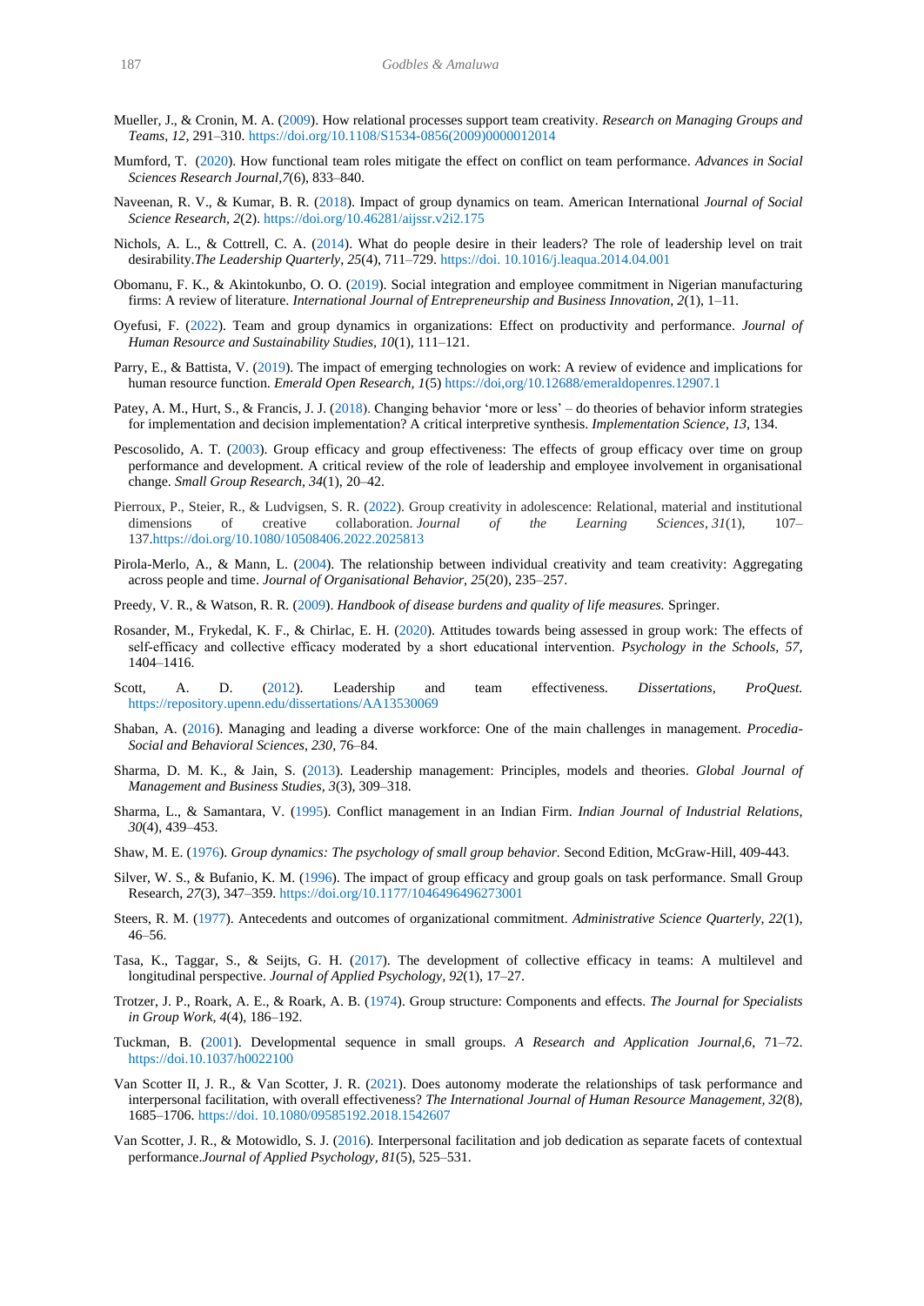Mueller, J., & Cronin, M. A. (2009). How relational processes support team creativity. *Research on Managing Groups and Teams, 12*, 291–310. https://doi.org/10.1108/S1534-0856(2009)0000012014

Mumford, T. (2020). How functional team roles mitigate the effect on conflict on team performance. *Advances in Social Sciences Research Journal,7*(6), 833–840.

Naveenan, R. V., & Kumar, B. R. (2018). Impact of group dynamics on team. American International *Journal of Social Science Research, 2*(2). https://doi.org/10.46281/aijssr.v2i2.175

Nichols, A. L., & Cottrell, C. A. (2014). What do people desire in their leaders? The role of leadership level on trait desirability.*The Leadership Quarterly, 25*(4), 711–729. https://doi. 10.1016/j.leaqua.2014.04.001

Obomanu, F. K., & Akintokunbo, O. O. (2019). Social integration and employee commitment in Nigerian manufacturing firms: A review of literature. *International Journal of Entrepreneurship and Business Innovation, 2*(1), 1–11.

Oyefusi, F. (2022). Team and group dynamics in organizations: Effect on productivity and performance. *Journal of Human Resource and Sustainability Studies, 10*(1), 111–121.

Parry, E., & Battista, V. (2019). The impact of emerging technologies on work: A review of evidence and implications for human resource function. *Emerald Open Research, 1*(5) https://doi,org/10.12688/emeraldopenres.12907.1

Patey, A. M., Hurt, S., & Francis, J. J. (2018). Changing behavior 'more or less' – do theories of behavior inform strategies for implementation and decision implementation? A critical interpretive synthesis. *Implementation Science, 13*, 134.

Pescosolido, A. T. (2003). Group efficacy and group effectiveness: The effects of group efficacy over time on group performance and development. A critical review of the role of leadership and employee involvement in organisational change. *Small Group Research, 34*(1), 20–42.

Pierroux, P., Steier, R., & Ludvigsen, S. R. (2022). Group creativity in adolescence: Relational, material and institutional dimensions of creative collaboration. *Journal of the Learning Sciences*, *31*(1), 107–137.https://doi.org/10.1080/10508406.2022.2025813

Pirola-Merlo, A., & Mann, L. (2004). The relationship between individual creativity and team creativity: Aggregating across people and time. *Journal of Organisational Behavior, 25*(20), 235–257.

Preedy, V. R., & Watson, R. R. (2009). *Handbook of disease burdens and quality of life measures.* Springer.

Rosander, M., Frykedal, K. F., & Chirlac, E. H. (2020). Attitudes towards being assessed in group work: The effects of self-efficacy and collective efficacy moderated by a short educational intervention. *Psychology in the Schools, 57*, 1404–1416.

Scott, A. D. (2012). Leadership and team effectiveness. *Dissertations, ProQuest.* https://repository.upenn.edu/dissertations/AA13530069

Shaban, A. (2016). Managing and leading a diverse workforce: One of the main challenges in management. *Procedia-Social and Behavioral Sciences, 230*, 76–84.

Sharma, D. M. K., & Jain, S. (2013). Leadership management: Principles, models and theories. *Global Journal of Management and Business Studies, 3*(3), 309–318.

Sharma, L., & Samantara, V. (1995). Conflict management in an Indian Firm. *Indian Journal of Industrial Relations*, *30*(4), 439–453.

Shaw, M. E. (1976). *Group dynamics: The psychology of small group behavior.* Second Edition, McGraw-Hill, 409-443.

Silver, W. S., & Bufanio, K. M. (1996). The impact of group efficacy and group goals on task performance. Small Group Research, *27*(3), 347–359. https://doi.org/10.1177/1046496496273001

Steers, R. M. (1977). Antecedents and outcomes of organizational commitment. *Administrative Science Quarterly, 22*(1), 46–56.

Tasa, K., Taggar, S., & Seijts, G. H. (2017). The development of collective efficacy in teams: A multilevel and longitudinal perspective. *Journal of Applied Psychology*, *92*(1), 17–27.

Trotzer, J. P., Roark, A. E., & Roark, A. B. (1974). Group structure: Components and effects. *The Journal for Specialists in Group Work, 4*(4), 186–192.

Tuckman, B. (2001). Developmental sequence in small groups. *A Research and Application Journal,6*, 71–72. https://doi.10.1037/h0022100

Van Scotter II, J. R., & Van Scotter, J. R. (2021). Does autonomy moderate the relationships of task performance and interpersonal facilitation, with overall effectiveness? *The International Journal of Human Resource Management, 32*(8), 1685–1706. https://doi. 10.1080/09585192.2018.1542607

Van Scotter, J. R., & Motowidlo, S. J. (2016). Interpersonal facilitation and job dedication as separate facets of contextual performance.*Journal of Applied Psychology, 81*(5), 525–531.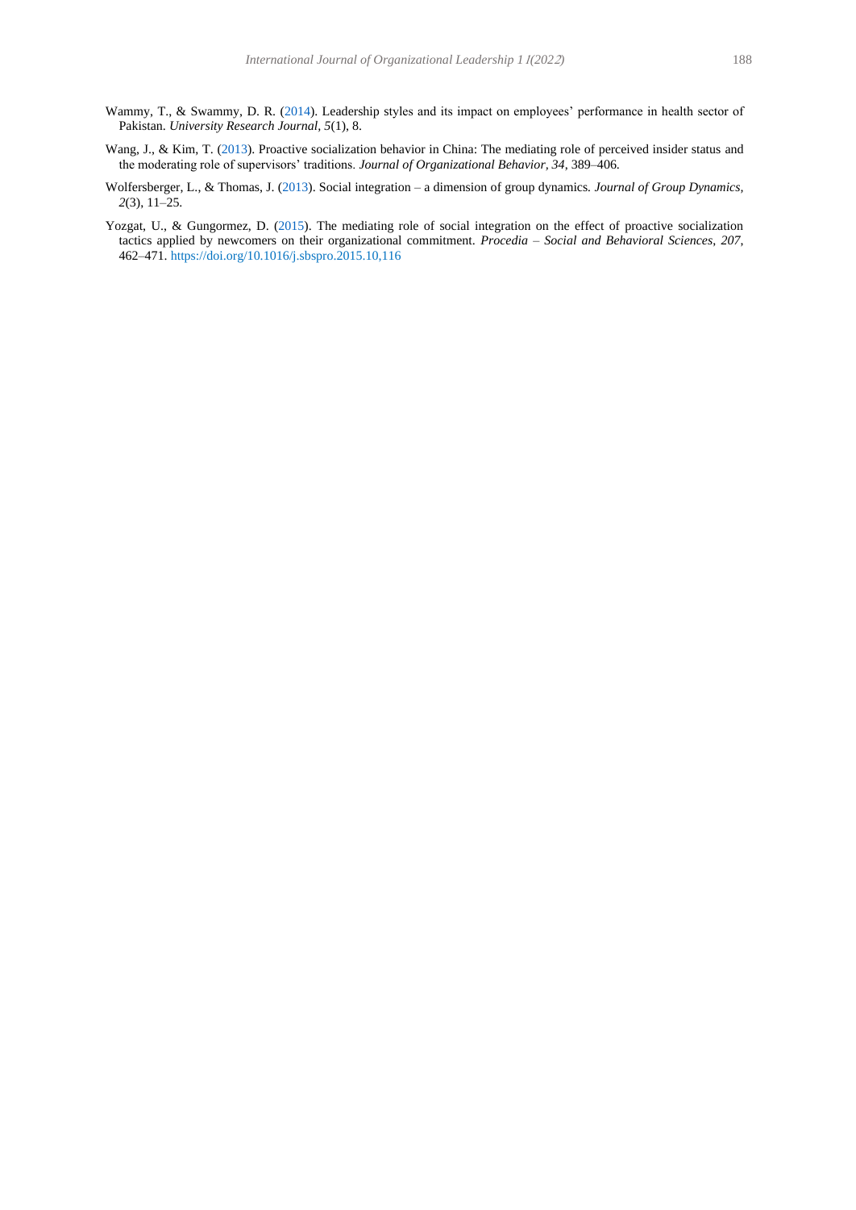Wammy, T., & Swammy, D. R. (2014). Leadership styles and its impact on employees' performance in health sector of Pakistan. *University Research Journal*, *5*(1), 8.

Wang, J., & Kim, T. (2013). Proactive socialization behavior in China: The mediating role of perceived insider status and the moderating role of supervisors' traditions. *Journal of Organizational Behavior, 34*, 389–406.

Wolfersberger, L., & Thomas, J. (2013). Social integration – a dimension of group dynamics. *Journal of Group Dynamics*, *2*(3), 11–25.

Yozgat, U., & Gungormez, D. (2015). The mediating role of social integration on the effect of proactive socialization tactics applied by newcomers on their organizational commitment. *Procedia – Social and Behavioral Sciences*, *207*, 462–471. https://doi.org/10.1016/j.sbspro.2015.10,116